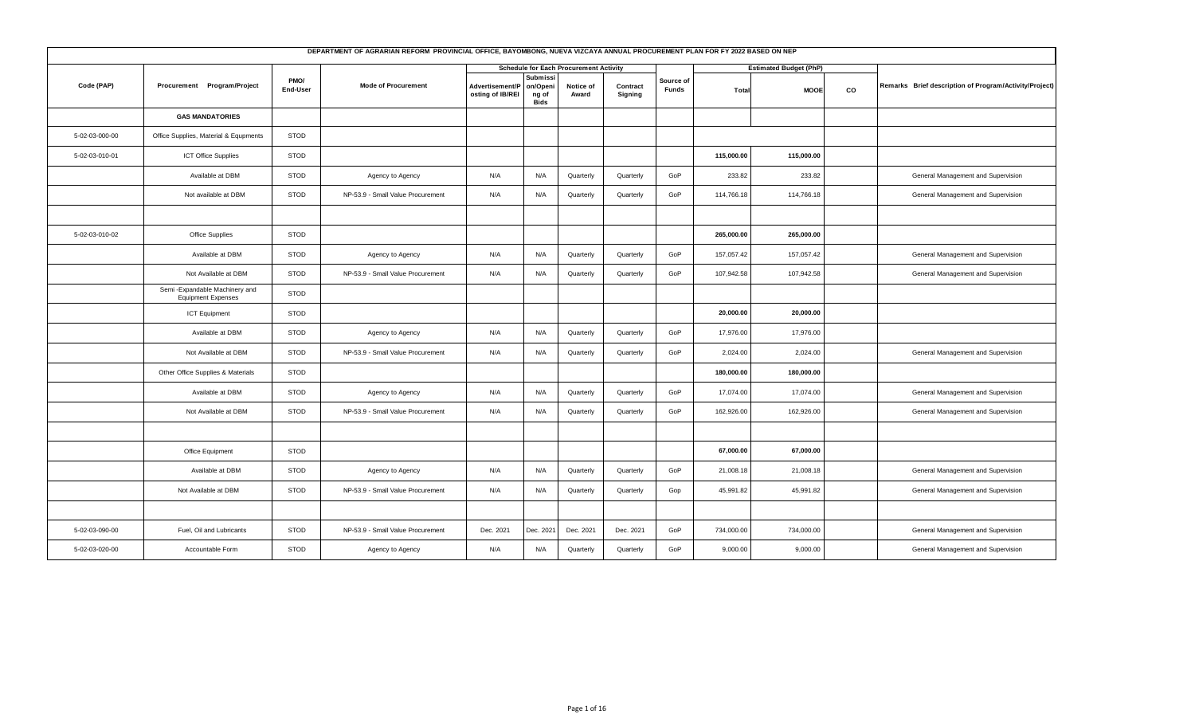# DEPARTMENT OF AGRARIAN REFORM PROVINCIAL OFFICE, BAYOMBONG, NUEVA VIZCAYA ANNUAL PROCUREMENT PLAN FOR FY 2022 BASED ON NEP

| Code (PAP) | Procurement Program/Project | PMO/ End-User | Mode of Procurement | Schedule for Each Procurement Activity | | | | Source of Funds | Estimated Budget (PhP) | | | Remarks Brief description of Program/Activity/Project) |
|---|---|---|---|---|---|---|---|---|---|---|---|---|
| | | | | Advertisement/Posting of IB/REI | Submission/Opening of Bids | Notice of Award | Contract Signing | | Total | MOOE | CO | |
| | **GAS MANDATORIES** | | | | | | | | | | | |
| 5-02-03-000-00 | Office Supplies, Material & Equpments | STOD | | | | | | | | | | |
| 5-02-03-010-01 | ICT Office Supplies | STOD | | | | | | | **115,000.00** | **115,000.00** | | |
| | Available at DBM | STOD | Agency to Agency | N/A | N/A | Quarterly | Quarterly | GoP | 233.82 | 233.82 | | General Management and Supervision |
| | Not available at DBM | STOD | NP-53.9 - Small Value Procurement | N/A | N/A | Quarterly | Quarterly | GoP | 114,766.18 | 114,766.18 | | General Management and Supervision |
| | | | | | | | | | | | | |
| 5-02-03-010-02 | Office Supplies | STOD | | | | | | | **265,000.00** | **265,000.00** | | |
| | Available at DBM | STOD | Agency to Agency | N/A | N/A | Quarterly | Quarterly | GoP | 157,057.42 | 157,057.42 | | General Management and Supervision |
| | Not Available at DBM | STOD | NP-53.9 - Small Value Procurement | N/A | N/A | Quarterly | Quarterly | GoP | 107,942.58 | 107,942.58 | | General Management and Supervision |
| | Semi -Expandable Machinery and Equipment Expenses | STOD | | | | | | | | | | |
| | ICT Equipment | STOD | | | | | | | **20,000.00** | **20,000.00** | | |
| | Available at DBM | STOD | Agency to Agency | N/A | N/A | Quarterly | Quarterly | GoP | 17,976.00 | 17,976.00 | | |
| | Not Available at DBM | STOD | NP-53.9 - Small Value Procurement | N/A | N/A | Quarterly | Quarterly | GoP | 2,024.00 | 2,024.00 | | General Management and Supervision |
| | Other Office Supplies & Materials | STOD | | | | | | | **180,000.00** | **180,000.00** | | |
| | Available at DBM | STOD | Agency to Agency | N/A | N/A | Quarterly | Quarterly | GoP | 17,074.00 | 17,074.00 | | General Management and Supervision |
| | Not Available at DBM | STOD | NP-53.9 - Small Value Procurement | N/A | N/A | Quarterly | Quarterly | GoP | 162,926.00 | 162,926.00 | | General Management and Supervision |
| | | | | | | | | | | | | |
| | Office Equipment | STOD | | | | | | | **67,000.00** | **67,000.00** | | |
| | Available at DBM | STOD | Agency to Agency | N/A | N/A | Quarterly | Quarterly | GoP | 21,008.18 | 21,008.18 | | General Management and Supervision |
| | Not Available at DBM | STOD | NP-53.9 - Small Value Procurement | N/A | N/A | Quarterly | Quarterly | Gop | 45,991.82 | 45,991.82 | | General Management and Supervision |
| | | | | | | | | | | | | |
| 5-02-03-090-00 | Fuel, Oil and Lubricants | STOD | NP-53.9 - Small Value Procurement | Dec. 2021 | Dec. 2021 | Dec. 2021 | Dec. 2021 | GoP | 734,000.00 | 734,000.00 | | General Management and Supervision |
| 5-02-03-020-00 | Accountable Form | STOD | Agency to Agency | N/A | N/A | Quarterly | Quarterly | GoP | 9,000.00 | 9,000.00 | | General Management and Supervision |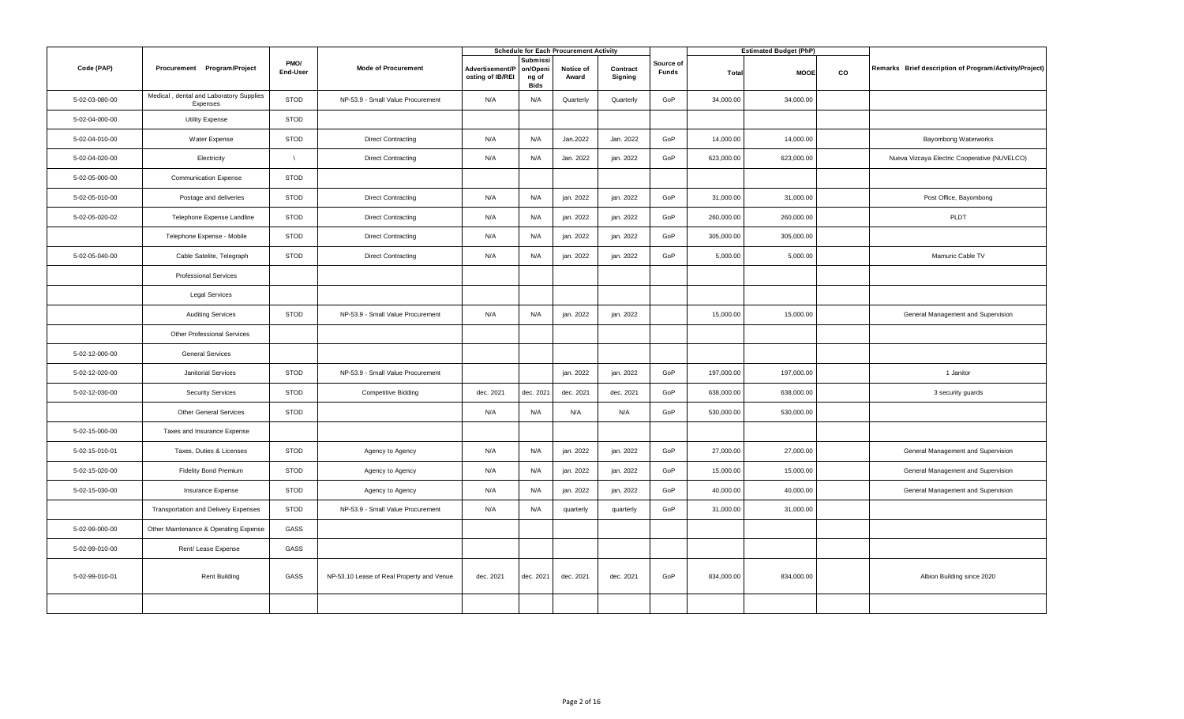| Code (PAP) | Procurement Program/Project | PMO/ End-User | Mode of Procurement | Schedule for Each Procurement Activity | | | | Source of Funds | Estimated Budget (PhP) | | | Remarks Brief description of Program/Activity/Project) |
|---|---|---|---|---|---|---|---|---|---|---|---|---|
| | | | | Advertisement/Posting of IB/REI | Submission/Opening of Bids | Notice of Award | Contract Signing | | Total | MOOE | CO | |
| 5-02-03-080-00 | Medical , dental and Laboratory Supplies Expenses | STOD | NP-53.9 - Small Value Procurement | N/A | N/A | Quarterly | Quarterly | GoP | 34,000.00 | 34,000.00 | | |
| 5-02-04-000-00 | Utility Expense | STOD | | | | | | | | | | |
| 5-02-04-010-00 | Water Expense | STOD | Direct Contracting | N/A | N/A | Jan.2022 | Jan. 2022 | GoP | 14,000.00 | 14,000.00 | | Bayombong Waterworks |
| 5-02-04-020-00 | Electricity | \ | Direct Contracting | N/A | N/A | Jan. 2022 | jan. 2022 | GoP | 623,000.00 | 623,000.00 | | Nueva Vizcaya Electric Cooperative (NUVELCO) |
| 5-02-05-000-00 | Communication Expense | STOD | | | | | | | | | | |
| 5-02-05-010-00 | Postage and deliveries | STOD | Direct Contracting | N/A | N/A | jan. 2022 | jan. 2022 | GoP | 31,000.00 | 31,000.00 | | Post Office, Bayombong |
| 5-02-05-020-02 | Telephone Expense Landline | STOD | Direct Contracting | N/A | N/A | jan. 2022 | jan. 2022 | GoP | 260,000.00 | 260,000.00 | | PLDT |
| | Telephone Expense - Mobile | STOD | Direct Contracting | N/A | N/A | jan. 2022 | jan. 2022 | GoP | 305,000.00 | 305,000.00 | | |
| 5-02-05-040-00 | Cable Satelite, Telegraph | STOD | Direct Contracting | N/A | N/A | jan. 2022 | jan. 2022 | GoP | 5,000.00 | 5,000.00 | | Mamuric Cable TV |
| | Professional Services | | | | | | | | | | | |
| | Legal Services | | | | | | | | | | | |
| | Auditing Services | STOD | NP-53.9 - Small Value Procurement | N/A | N/A | jan. 2022 | jan. 2022 | | 15,000.00 | 15,000.00 | | General Management and Supervision |
| | Other Professional Services | | | | | | | | | | | |
| 5-02-12-000-00 | General Services | | | | | | | | | | | |
| 5-02-12-020-00 | Janitorial Services | STOD | NP-53.9 - Small Value Procurement | | | jan. 2022 | jan. 2022 | GoP | 197,000.00 | 197,000.00 | | 1 Janitor |
| 5-02-12-030-00 | Security Services | STOD | Competitive Bidding | dec. 2021 | dec. 2021 | dec. 2021 | dec. 2021 | GoP | 638,000.00 | 638,000.00 | | 3 security guards |
| | Other General Services | STOD | | N/A | N/A | N/A | N/A | GoP | 530,000.00 | 530,000.00 | | |
| 5-02-15-000-00 | Taxes and Insurance Expense | | | | | | | | | | | |
| 5-02-15-010-01 | Taxes, Duties & Licenses | STOD | Agency to Agency | N/A | N/A | jan. 2022 | jan. 2022 | GoP | 27,000.00 | 27,000.00 | | General Management and Supervision |
| 5-02-15-020-00 | Fidelity Bond Premium | STOD | Agency to Agency | N/A | N/A | jan. 2022 | jan. 2022 | GoP | 15,000.00 | 15,000.00 | | General Management and Supervision |
| 5-02-15-030-00 | Insurance Expense | STOD | Agency to Agency | N/A | N/A | jan. 2022 | jan, 2022 | GoP | 40,000.00 | 40,000.00 | | General Management and Supervision |
| | Transportation and Delivery Expenses | STOD | NP-53.9 - Small Value Procurement | N/A | N/A | quarterly | quarterly | GoP | 31,000.00 | 31,000.00 | | |
| 5-02-99-000-00 | Other Maintenance & Operating Expense | GASS | | | | | | | | | | |
| 5-02-99-010-00 | Rent/ Lease Expense | GASS | | | | | | | | | | |
| 5-02-99-010-01 | Rent Building | GASS | NP-53.10 Lease of Real Property and Venue | dec. 2021 | dec. 2021 | dec. 2021 | dec. 2021 | GoP | 834,000.00 | 834,000.00 | | Albion Building since 2020 |
| | | | | | | | | | | | | |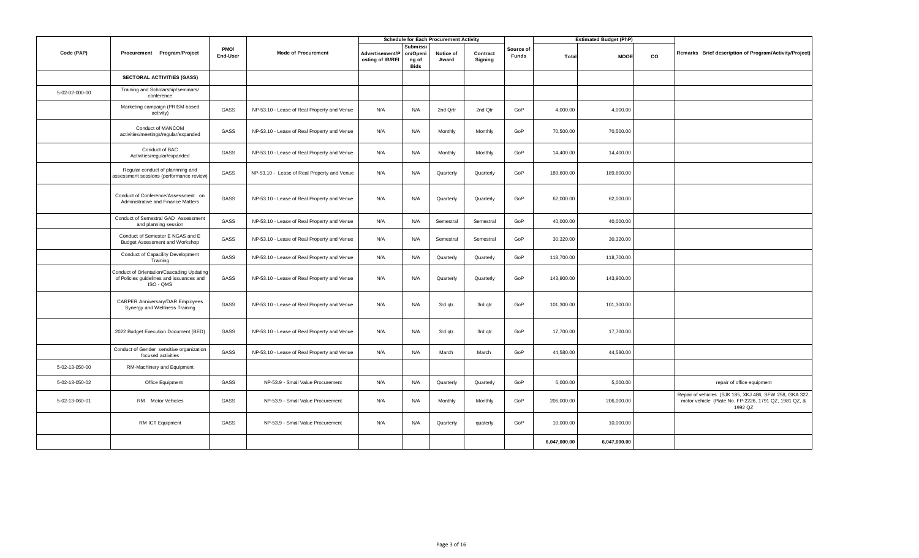| Code (PAP) | Procurement Program/Project | PMO/ End-User | Mode of Procurement | Schedule for Each Procurement Activity | | | | Source of Funds | Estimated Budget (PhP) | | | Remarks Brief description of Program/Activity/Project) |
|---|---|---|---|---|---|---|---|---|---|---|---|---|
| | | | | Advertisement/Posting of IB/REI | Submission/Opening of Bids | Notice of Award | Contract Signing | | Total | MOOE | CO | |
| | **SECTORAL ACTIVITIES (GASS)** | | | | | | | | | | | |
| 5-02-02-000-00 | Training and Scholarship/seminars/ conference | | | | | | | | | | | |
| | Marketing campaign (PRISM based activity) | GASS | NP-53.10 - Lease of Real Property and Venue | N/A | N/A | 2nd Qrtr | 2nd Qtr | GoP | 4,000.00 | 4,000.00 | | |
| | Conduct of MANCOM activities/meetings/regular/expanded | GASS | NP-53.10 - Lease of Real Property and Venue | N/A | N/A | Monthly | Monthly | GoP | 70,500.00 | 70,500.00 | | |
| | Conduct of BAC Activities/regular/expanded | GASS | NP-53.10 - Lease of Real Property and Venue | N/A | N/A | Monthly | Monthly | GoP | 14,400.00 | 14,400.00 | | |
| | Regular conduct of plannning and assessment sessions (performance review) | GASS | NP-53.10 - Lease of Real Property and Venue | N/A | N/A | Quarterly | Quarterly | GoP | 189,600.00 | 189,600.00 | | |
| | Conduct of Conference/Assessment on Administrative and Finance Matters | GASS | NP-53.10 - Lease of Real Property and Venue | N/A | N/A | Quarterly | Quarterly | GoP | 62,000.00 | 62,000.00 | | |
| | Conduct of Semestral GAD Assessment and planning session | GASS | NP-53.10 - Lease of Real Property and Venue | N/A | N/A | Semestral | Semestral | GoP | 40,000.00 | 40,000.00 | | |
| | Conduct of Semester E NGAS and E Budget Assessment and Workshop | GASS | NP-53.10 - Lease of Real Property and Venue | N/A | N/A | Semestral | Semestral | GoP | 30,320.00 | 30,320.00 | | |
| | Conduct of Capacility Development Training | GASS | NP-53.10 - Lease of Real Property and Venue | N/A | N/A | Quarterly | Quarterly | GoP | 118,700.00 | 118,700.00 | | |
| | Conduct of Orientation/Cascading Updating of Policies guidelines and issuances and ISO - QMS | GASS | NP-53.10 - Lease of Real Property and Venue | N/A | N/A | Quarterly | Quarterly | GoP | 143,900.00 | 143,900.00 | | |
| | CARPER Anniversary/DAR Employees Synergy and Welllness Training | GASS | NP-53.10 - Lease of Real Property and Venue | N/A | N/A | 3rd qtr. | 3rd qtr | GoP | 101,300.00 | 101,300.00 | | |
| | 2022 Budget Execution Document (BED) | GASS | NP-53.10 - Lease of Real Property and Venue | N/A | N/A | 3rd qtr. | 3rd qtr | GoP | 17,700.00 | 17,700.00 | | |
| | Conduct of Gender sensitive organization focused activities | GASS | NP-53.10 - Lease of Real Property and Venue | N/A | N/A | March | March | GoP | 44,580.00 | 44,580.00 | | |
| 5-02-13-050-00 | RM-Machinery and Equipment | | | | | | | | | | | |
| 5-02-13-050-02 | Office Equipment | GASS | NP-53.9 - Small Value Procurement | N/A | N/A | Quarterly | Quarterly | GoP | 5,000.00 | 5,000.00 | | repair of office equipment |
| 5-02-13-060-01 | RM Motor Vehicles | GASS | NP-53.9 - Small Value Procurement | N/A | N/A | Monthly | Monthly | GoP | 206,000.00 | 206,000.00 | | Repair of vehicles (SJK 185, XKJ 486, SFW 258, GKA 322, motor vehicle (Plate No. FP-2226, 1791 QZ, 1981 QZ, & 1992 QZ |
| | RM ICT Equipment | GASS | NP-53.9 - Small Value Procurement | N/A | N/A | Quarterly | quaterly | GoP | 10,000.00 | 10,000.00 | | |
| | | | | | | | | | **6,047,000.00** | **6,047,000.00** | | |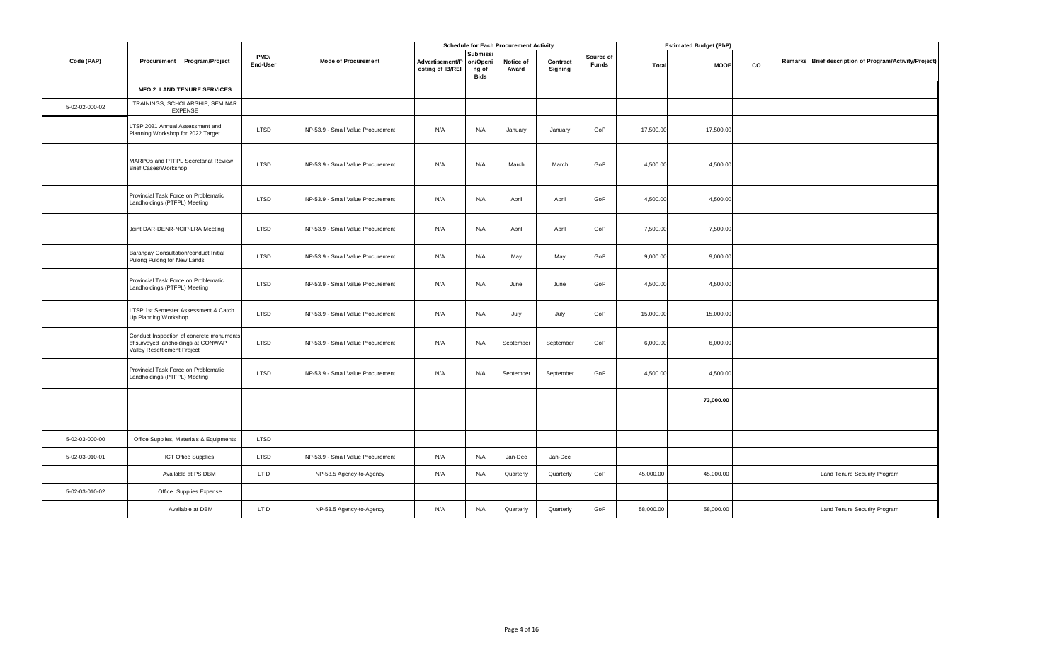| Code (PAP) | Procurement Program/Project | PMO/ End-User | Mode of Procurement | Schedule for Each Procurement Activity | | | | Source of Funds | Estimated Budget (PhP) | | | Remarks Brief description of Program/Activity/Project) |
|---|---|---|---|---|---|---|---|---|---|---|---|---|
| | | | | Advertisement/Posting of IB/REI | Submission/Opening of Bids | Notice of Award | Contract Signing | | Total | MOOE | CO | |
| | **MFO 2 LAND TENURE SERVICES** | | | | | | | | | | | |
| 5-02-02-000-02 | TRAININGS, SCHOLARSHIP, SEMINAR EXPENSE | | | | | | | | | | | |
| | LTSP 2021 Annual Assessment and Planning Workshop for 2022 Target | LTSD | NP-53.9 - Small Value Procurement | N/A | N/A | January | January | GoP | 17,500.00 | 17,500.00 | | |
| | MARPOs and PTFPL Secretariat Review Brief Cases/Workshop | LTSD | NP-53.9 - Small Value Procurement | N/A | N/A | March | March | GoP | 4,500.00 | 4,500.00 | | |
| | Provincial Task Force on Problematic Landholdings (PTFPL) Meeting | LTSD | NP-53.9 - Small Value Procurement | N/A | N/A | April | April | GoP | 4,500.00 | 4,500.00 | | |
| | Joint DAR-DENR-NCIP-LRA Meeting | LTSD | NP-53.9 - Small Value Procurement | N/A | N/A | April | April | GoP | 7,500.00 | 7,500.00 | | |
| | Barangay Consultation/conduct Initial Pulong Pulong for New Lands. | LTSD | NP-53.9 - Small Value Procurement | N/A | N/A | May | May | GoP | 9,000.00 | 9,000.00 | | |
| | Provincial Task Force on Problematic Landholdings (PTFPL) Meeting | LTSD | NP-53.9 - Small Value Procurement | N/A | N/A | June | June | GoP | 4,500.00 | 4,500.00 | | |
| | LTSP 1st Semester Assessment & Catch Up Planning Workshop | LTSD | NP-53.9 - Small Value Procurement | N/A | N/A | July | July | GoP | 15,000.00 | 15,000.00 | | |
| | Conduct Inspection of concrete monuments of surveyed landholdings at CONWAP Valley Resettlement Project | LTSD | NP-53.9 - Small Value Procurement | N/A | N/A | September | September | GoP | 6,000.00 | 6,000.00 | | |
| | Provincial Task Force on Problematic Landholdings (PTFPL) Meeting | LTSD | NP-53.9 - Small Value Procurement | N/A | N/A | September | September | GoP | 4,500.00 | 4,500.00 | | |
| | | | | | | | | | | **73,000.00** | | |
| | | | | | | | | | | | | |
| 5-02-03-000-00 | Office Supplies, Materials & Equipments | LTSD | | | | | | | | | | |
| 5-02-03-010-01 | ICT Office Supplies | LTSD | NP-53.9 - Small Value Procurement | N/A | N/A | Jan-Dec | Jan-Dec | | | | | |
| | Available at PS DBM | LTID | NP-53.5 Agency-to-Agency | N/A | N/A | Quarterly | Quarterly | GoP | 45,000.00 | 45,000.00 | | Land Tenure Security Program |
| 5-02-03-010-02 | Office Supplies Expense | | | | | | | | | | | |
| | Available at DBM | LTID | NP-53.5 Agency-to-Agency | N/A | N/A | Quarterly | Quarterly | GoP | 58,000.00 | 58,000.00 | | Land Tenure Security Program |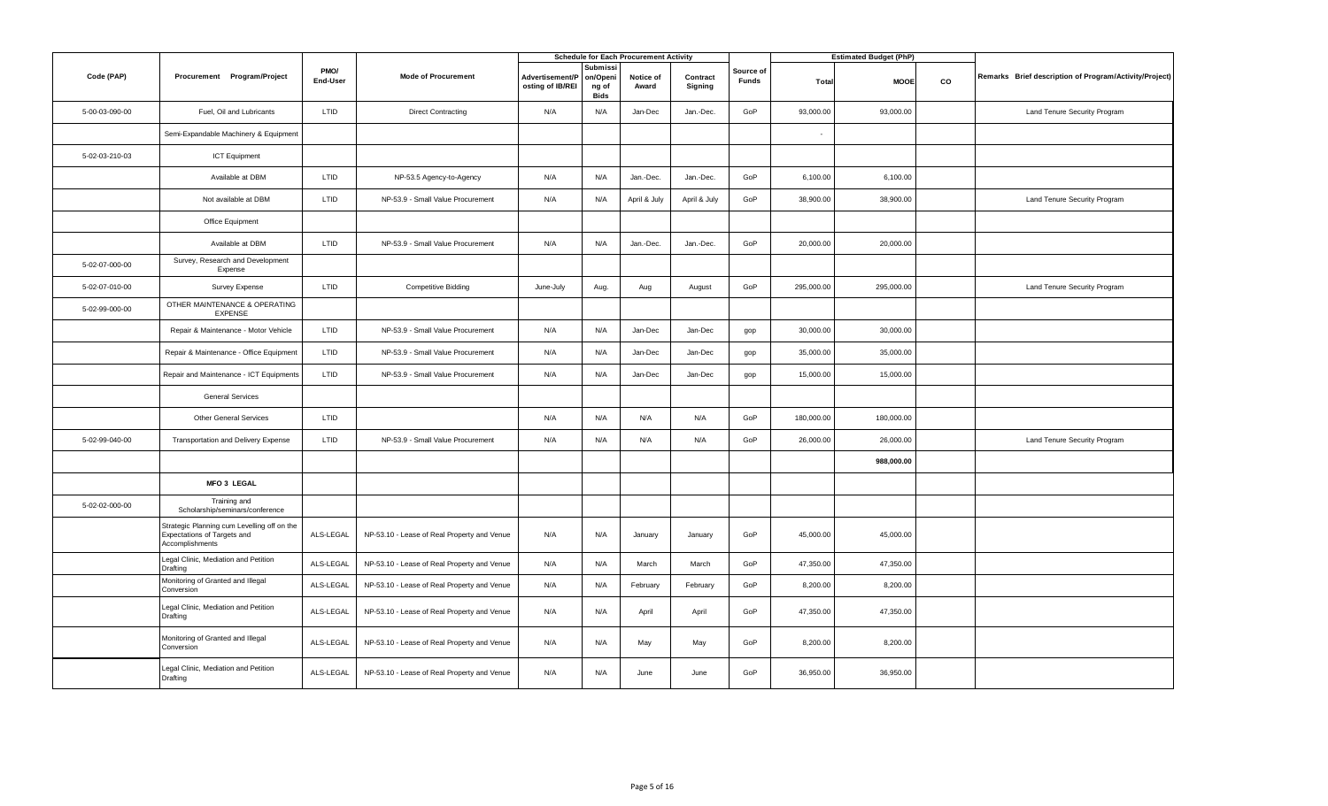| Code (PAP) | Procurement Program/Project | PMO/ End-User | Mode of Procurement | Schedule for Each Procurement Activity | | | | Source of Funds | Estimated Budget (PhP) | | | Remarks Brief description of Program/Activity/Project) |
|---|---|---|---|---|---|---|---|---|---|---|---|---|
| | | | | Advertisement/Posting of IB/REI | Submission/Opening of Bids | Notice of Award | Contract Signing | | Total | MOOE | CO | |
| 5-00-03-090-00 | Fuel, Oil and Lubricants | LTID | Direct Contracting | N/A | N/A | Jan-Dec | Jan.-Dec. | GoP | 93,000.00 | 93,000.00 | | Land Tenure Security Program |
| | Semi-Expandable Machinery & Equipment | | | | | | | | - | | | |
| 5-02-03-210-03 | ICT Equipment | | | | | | | | | | | |
| | Available at DBM | LTID | NP-53.5 Agency-to-Agency | N/A | N/A | Jan.-Dec. | Jan.-Dec. | GoP | 6,100.00 | 6,100.00 | | |
| | Not available at DBM | LTID | NP-53.9 - Small Value Procurement | N/A | N/A | April & July | April & July | GoP | 38,900.00 | 38,900.00 | | Land Tenure Security Program |
| | Office Equipment | | | | | | | | | | | |
| | Available at DBM | LTID | NP-53.9 - Small Value Procurement | N/A | N/A | Jan.-Dec. | Jan.-Dec. | GoP | 20,000.00 | 20,000.00 | | |
| 5-02-07-000-00 | Survey, Research and Development Expense | | | | | | | | | | | |
| 5-02-07-010-00 | Survey Expense | LTID | Competitive Bidding | June-July | Aug. | Aug | August | GoP | 295,000.00 | 295,000.00 | | Land Tenure Security Program |
| 5-02-99-000-00 | OTHER MAINTENANCE & OPERATING EXPENSE | | | | | | | | | | | |
| | Repair & Maintenance - Motor Vehicle | LTID | NP-53.9 - Small Value Procurement | N/A | N/A | Jan-Dec | Jan-Dec | gop | 30,000.00 | 30,000.00 | | |
| | Repair & Maintenance - Office Equipment | LTID | NP-53.9 - Small Value Procurement | N/A | N/A | Jan-Dec | Jan-Dec | gop | 35,000.00 | 35,000.00 | | |
| | Repair and Maintenance - ICT Equipments | LTID | NP-53.9 - Small Value Procurement | N/A | N/A | Jan-Dec | Jan-Dec | gop | 15,000.00 | 15,000.00 | | |
| | General Services | | | | | | | | | | | |
| | Other General Services | LTID | | N/A | N/A | N/A | N/A | GoP | 180,000.00 | 180,000.00 | | |
| 5-02-99-040-00 | Transportation and Delivery Expense | LTID | NP-53.9 - Small Value Procurement | N/A | N/A | N/A | N/A | GoP | 26,000.00 | 26,000.00 | | Land Tenure Security Program |
| | | | | | | | | | | 988,000.00 | | |
| | **MFO 3 LEGAL** | | | | | | | | | | | |
| 5-02-02-000-00 | Training and Scholarship/seminars/conference | | | | | | | | | | | |
| | Strategic Planning cum Levelling off on the Expectations of Targets and Accomplishments | ALS-LEGAL | NP-53.10 - Lease of Real Property and Venue | N/A | N/A | January | January | GoP | 45,000.00 | 45,000.00 | | |
| | Legal Clinic, Mediation and Petition Drafting | ALS-LEGAL | NP-53.10 - Lease of Real Property and Venue | N/A | N/A | March | March | GoP | 47,350.00 | 47,350.00 | | |
| | Monitoring of Granted and Illegal Conversion | ALS-LEGAL | NP-53.10 - Lease of Real Property and Venue | N/A | N/A | February | February | GoP | 8,200.00 | 8,200.00 | | |
| | Legal Clinic, Mediation and Petition Drafting | ALS-LEGAL | NP-53.10 - Lease of Real Property and Venue | N/A | N/A | April | April | GoP | 47,350.00 | 47,350.00 | | |
| | Monitoring of Granted and Illegal Conversion | ALS-LEGAL | NP-53.10 - Lease of Real Property and Venue | N/A | N/A | May | May | GoP | 8,200.00 | 8,200.00 | | |
| | Legal Clinic, Mediation and Petition Drafting | ALS-LEGAL | NP-53.10 - Lease of Real Property and Venue | N/A | N/A | June | June | GoP | 36,950.00 | 36,950.00 | | |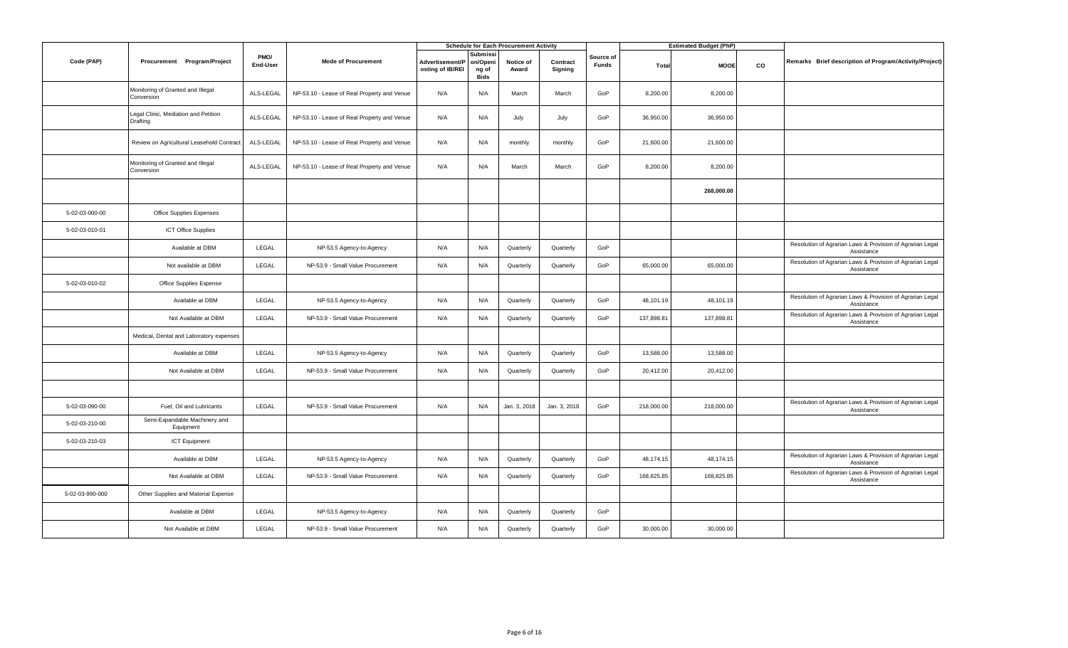| Code (PAP) | Procurement Program/Project | PMO/ End-User | Mode of Procurement | Schedule for Each Procurement Activity | | | | Source of Funds | Estimated Budget (PhP) | | | Remarks Brief description of Program/Activity/Project) |
|---|---|---|---|---|---|---|---|---|---|---|---|---|
| | | | | Advertisement/Posting of IB/REI | Submission/Opening of Bids | Notice of Award | Contract Signing | | Total | MOOE | CO | |
| | Monitoring of Granted and Illegal Conversion | ALS-LEGAL | NP-53.10 - Lease of Real Property and Venue | N/A | N/A | March | March | GoP | 8,200.00 | 8,200.00 | | |
| | Legal Clinic, Mediation and Petition Drafting | ALS-LEGAL | NP-53.10 - Lease of Real Property and Venue | N/A | N/A | July | July | GoP | 36,950.00 | 36,950.00 | | |
| | Review on Agricultural Leasehold Contract | ALS-LEGAL | NP-53.10 - Lease of Real Property and Venue | N/A | N/A | monthly | monthly | GoP | 21,600.00 | 21,600.00 | | |
| | Monitoring of Granted and Illegal Conversion | ALS-LEGAL | NP-53.10 - Lease of Real Property and Venue | N/A | N/A | March | March | GoP | 8,200.00 | 8,200.00 | | |
| | | | | | | | | | | 268,000.00 | | |
| 5-02-03-000-00 | Office Supplies Expenses | | | | | | | | | | | |
| 5-02-03-010-01 | ICT Office Supplies | | | | | | | | | | | |
| | Available at DBM | LEGAL | NP-53.5 Agency-to-Agency | N/A | N/A | Quarterly | Quarterly | GoP | | | | Resolution of Agrarian Laws & Provision of Agrarian Legal Assistance |
| | Not available at DBM | LEGAL | NP-53.9 - Small Value Procurement | N/A | N/A | Quarterly | Quarterly | GoP | 65,000.00 | 65,000.00 | | Resolution of Agrarian Laws & Provision of Agrarian Legal Assistance |
| 5-02-03-010-02 | Office Supplies Expense | | | | | | | | | | | |
| | Available at DBM | LEGAL | NP-53.5 Agency-to-Agency | N/A | N/A | Quarterly | Quarterly | GoP | 48,101.19 | 48,101.19 | | Resolution of Agrarian Laws & Provision of Agrarian Legal Assistance |
| | Not Available at DBM | LEGAL | NP-53.9 - Small Value Procurement | N/A | N/A | Quarterly | Quarterly | GoP | 137,898.81 | 137,898.81 | | Resolution of Agrarian Laws & Provision of Agrarian Legal Assistance |
| | Medical, Dental and Laboratory expenses | | | | | | | | | | | |
| | Available at DBM | LEGAL | NP-53.5 Agency-to-Agency | N/A | N/A | Quarterly | Quarterly | GoP | 13,588.00 | 13,588.00 | | |
| | Not Available at DBM | LEGAL | NP-53.9 - Small Value Procurement | N/A | N/A | Quarterly | Quarterly | GoP | 20,412.00 | 20,412.00 | | |
| | | | | | | | | | | | | |
| 5-02-03-090-00 | Fuel, Oil and Lubricants | LEGAL | NP-53.9 - Small Value Procurement | N/A | N/A | Jan. 3, 2018 | Jan. 3, 2018 | GoP | 218,000.00 | 218,000.00 | | Resolution of Agrarian Laws & Provision of Agrarian Legal Assistance |
| 5-02-03-210-00 | Semi-Expandable Machinery and Equipment | | | | | | | | | | | |
| 5-02-03-210-03 | ICT Equipment | | | | | | | | | | | |
| | Available at DBM | LEGAL | NP-53.5 Agency-to-Agency | N/A | N/A | Quarterly | Quarterly | GoP | 48,174.15 | 48,174.15 | | Resolution of Agrarian Laws & Provision of Agrarian Legal Assistance |
| | Not Available at DBM | LEGAL | NP-53.9 - Small Value Procurement | N/A | N/A | Quarterly | Quarterly | GoP | 168,825.85 | 168,825.85 | | Resolution of Agrarian Laws & Provision of Agrarian Legal Assistance |
| 5-02-03-990-000 | Other Supplies and Material Expense | | | | | | | | | | | |
| | Available at DBM | LEGAL | NP-53.5 Agency-to-Agency | N/A | N/A | Quarterly | Quarterly | GoP | | | | |
| | Not Available at DBM | LEGAL | NP-53.9 - Small Value Procurement | N/A | N/A | Quarterly | Quarterly | GoP | 30,000.00 | 30,000.00 | | |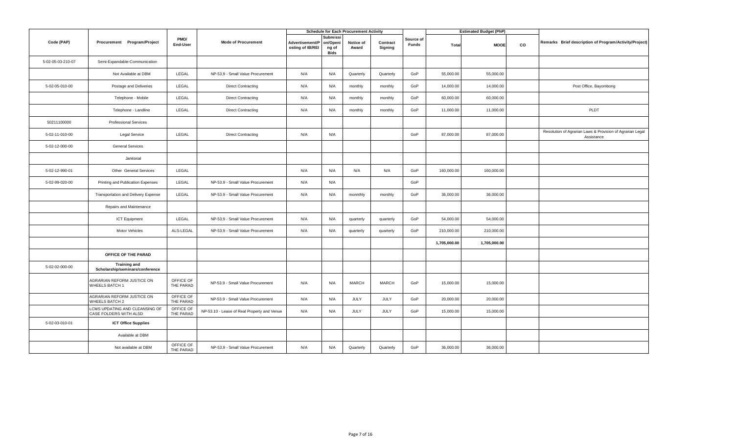| Code (PAP) | Procurement Program/Project | PMO/ End-User | Mode of Procurement | Schedule for Each Procurement Activity | | | | Source of Funds | Estimated Budget (PhP) | | | Remarks Brief description of Program/Activity/Project) |
|---|---|---|---|---|---|---|---|---|---|---|---|---|
| | | | | Advertisement/Posting of IB/REI | Submission/Opening of Bids | Notice of Award | Contract Signing | | Total | MOOE | CO | |
| 5-02-05-03-210-07 | Semi-Expandable-Communication | | | | | | | | | | | |
| | Not Available at DBM | LEGAL | NP-53.9 - Small Value Procurement | N/A | N/A | Quarterly | Quarterly | GoP | 55,000.00 | 55,000.00 | | |
| 5-02-05-010-00 | Postage and Deliveries | LEGAL | Direct Contracting | N/A | N/A | monthly | monthly | GoP | 14,000.00 | 14,000.00 | | Post Office, Bayombong |
| | Telephone - Mobile | LEGAL | Direct Contracting | N/A | N/A | monthly | monthly | GoP | 60,000.00 | 60,000.00 | | |
| | Telephone - Landline | LEGAL | Direct Contracting | N/A | N/A | monthly | monthly | GoP | 11,000.00 | 11,000.00 | | PLDT |
| 50211100000 | Professional Services | | | | | | | | | | | |
| 5-02-11-010-00 | Legal Service | LEGAL | Direct Contracting | N/A | N/A | | | GoP | 87,000.00 | 87,000.00 | | Resolution of Agrarian Laws & Provision of Agrarian Legal Assistance |
| 5-02-12-000-00 | General Services | | | | | | | | | | | |
| | Janitorial | | | | | | | | | | | |
| 5-02-12-990-01 | Other General Services | LEGAL | | N/A | N/A | N/A | N/A | GoP | 160,000.00 | 160,000.00 | | |
| 5-02-99-020-00 | Printing and Publication Expenses | LEGAL | NP-53.9 - Small Value Procurement | N/A | N/A | | | GoP | | | | |
| | Transportation and Delivery Expense | LEGAL | NP-53.9 - Small Value Procurement | N/A | N/A | monnthly | monthly | GoP | 36,000.00 | 36,000.00 | | |
| | Repairs and Maintenance | | | | | | | | | | | |
| | ICT Equipment | LEGAL | NP-53.9 - Small Value Procurement | N/A | N/A | quarterly | quarterly | GoP | 54,000.00 | 54,000.00 | | |
| | Motor Vehicles | ALS-LEGAL | NP-53.9 - Small Value Procurement | N/A | N/A | quarterly | quarterly | GoP | 210,000.00 | 210,000.00 | | |
| | | | | | | | | | **1,705,000.00** | **1,705,000.00** | | |
| | **OFFICE OF THE PARAD** | | | | | | | | | | | |
| 5-02-02-000-00 | **Training and Scholarship/seminars/conference** | | | | | | | | | | | |
| | AGRARIAN REFORM JUSTICE ON WHEELS BATCH 1 | OFFICE OF THE PARAD | NP-53.9 - Small Value Procurement | N/A | N/A | MARCH | MARCH | GoP | 15,000.00 | 15,000.00 | | |
| | AGRARIAN REFORM JUSTICE ON WHEELS BATCH 2 | OFFICE OF THE PARAD | NP-53.9 - Small Value Procurement | N/A | N/A | JULY | JULY | GoP | 20,000.00 | 20,000.00 | | |
| | LCMS UPDATING AND CLEANSING OF CASE FOLDERS WITH ALSD | OFFICE OF THE PARAD | NP-53.10 - Lease of Real Property and Venue | N/A | N/A | JULY | JULY | GoP | 15,000.00 | 15,000.00 | | |
| 5-02-03-010-01 | **ICT Office Supplies** | | | | | | | | | | | |
| | Available at DBM | | | | | | | | | | | |
| | Not available at DBM | OFFICE OF THE PARAD | NP-53.9 - Small Value Procurement | N/A | N/A | Quarterly | Quarterly | GoP | 36,000.00 | 36,000.00 | | |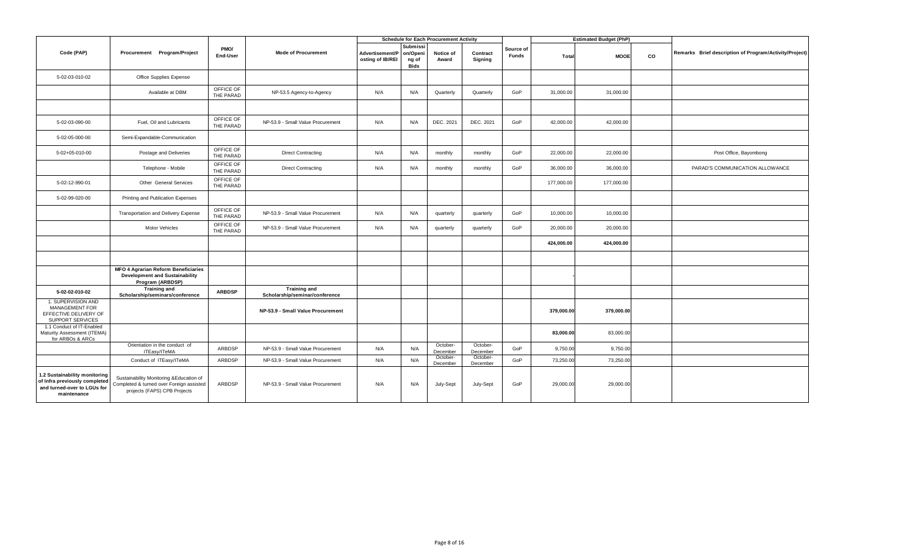| Code (PAP) | Procurement Program/Project | PMO/ End-User | Mode of Procurement | Schedule for Each Procurement Activity | | | | Source of Funds | Estimated Budget (PhP) | | | Remarks Brief description of Program/Activity/Project) |
|---|---|---|---|---|---|---|---|---|---|---|---|---|
| | | | | Advertisement/Posting of IB/REI | Submission/Opening of Bids | Notice of Award | Contract Signing | | Total | MOOE | CO | |
| 5-02-03-010-02 | Office Supplies Expense | | | | | | | | | | | |
| | Available at DBM | OFFICE OF THE PARAD | NP-53.5 Agency-to-Agency | N/A | N/A | Quarterly | Quarterly | GoP | 31,000.00 | 31,000.00 | | |
| | | | | | | | | | | | | |
| 5-02-03-090-00 | Fuel, Oil and Lubricants | OFFICE OF THE PARAD | NP-53.9 - Small Value Procurement | N/A | N/A | DEC. 2021 | DEC. 2021 | GoP | 42,000.00 | 42,000.00 | | |
| 5-02-05-000-00 | Semi-Expandable-Communication | | | | | | | | | | | |
| 5-02+05-010-00 | Postage and Deliveries | OFFICE OF THE PARAD | Direct Contracting | N/A | N/A | monthly | monthly | GoP | 22,000.00 | 22,000.00 | | Post Office, Bayombong |
| | Telephone - Mobile | OFFICE OF THE PARAD | Direct Contracting | N/A | N/A | monthly | monthly | GoP | 36,000.00 | 36,000.00 | | PARAD'S COMMUNICATION ALLOWANCE |
| 5-02-12-990-01 | Other General Services | OFFICE OF THE PARAD | | | | | | | 177,000.00 | 177,000.00 | | |
| 5-02-99-020-00 | Printing and Publication Expenses | | | | | | | | | | | |
| | Transportation and Delivery Expense | OFFICE OF THE PARAD | NP-53.9 - Small Value Procurement | N/A | N/A | quarterly | quarterly | GoP | 10,000.00 | 10,000.00 | | |
| | Motor Vehicles | OFFICE OF THE PARAD | NP-53.9 - Small Value Procurement | N/A | N/A | quarterly | quarterly | GoP | 20,000.00 | 20,000.00 | | |
| | | | | | | | | | **424,000.00** | **424,000.00** | | |
| | | | | | | | | | | | | |
| | **MFO 4 Agrarian Reform Beneficiaries Development and Sustainability Program (ARBDSP)** | | | | | | | | - | | | |
| **5-02-02-010-02** | **Training and Scholarship/seminars/conference** | **ARBDSP** | **Training and Scholarship/seminar/conference** | | | | | | | | | |
| 1. SUPERVISION AND MANAGEMENT FOR EFFECTIVE DELIVERY OF SUPPORT SERVICES | | | **NP-53.9 - Small Value Procurement** | | | | | | **379,000.00** | **379,000.00** | | |
| 1.1 Conduct of IT-Enabled Maturity Assessment (ITEMA) for ARBOs & ARCs | | | | | | | | | **83,000.00** | 83,000.00 | | |
| | Orientation in the conduct of ITEasy/ITeMA | ARBDSP | NP-53.9 - Small Value Procurement | N/A | N/A | October-December | October-December | GoP | 9,750.00 | 9,750.00 | | |
| | Conduct of ITEasy/ITeMA | ARBDSP | NP-53.9 - Small Value Procurement | N/A | N/A | October-December | October-December | GoP | 73,250.00 | 73,250.00 | | |
| **1.2 Sustainability monitoring of Infra previously completed and turned-over to LGUs for maintenance** | Sustainability Monitoring &Education of Completed & turned over Foreign assisted projects (FAPS) CPB Projects | ARBDSP | NP-53.9 - Small Value Procurement | N/A | N/A | July-Sept | July-Sept | GoP | 29,000.00 | 29,000.00 | | |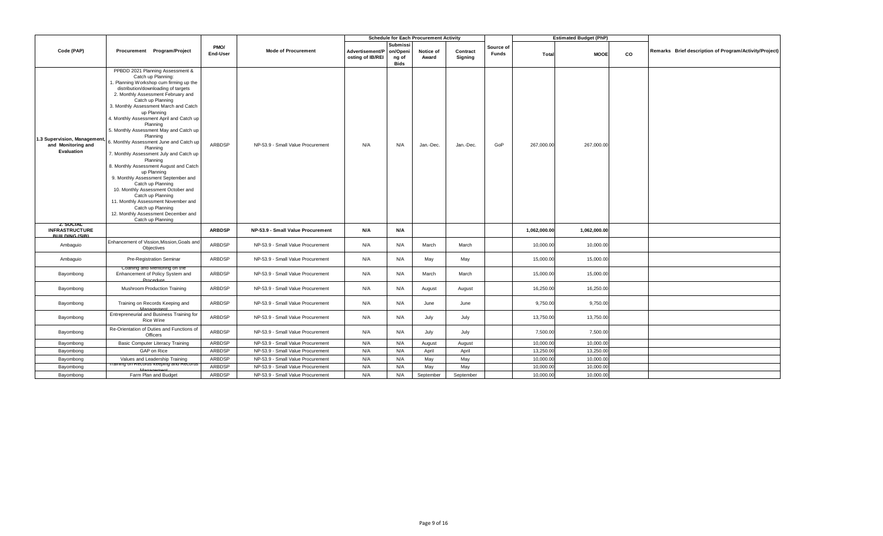| Code (PAP) | Procurement Program/Project | PMO/ End-User | Mode of Procurement | Schedule for Each Procurement Activity | | | | Source of Funds | Estimated Budget (PhP) | | | Remarks Brief description of Program/Activity/Project) |
|---|---|---|---|---|---|---|---|---|---|---|---|---|
| | | | | Advertisement/Posting of IB/REI | Submission/Opening of Bids | Notice of Award | Contract Signing | | Total | MOOE | CO | |
| 1.3 Supervision, Management, and Monitoring and Evaluation | PPBDD 2021 Planning Assessment & Catch up Planning: 1. Planning Workshop cum firming up the distribution/downloading of targets 2. Monthly Assessment February and Catch up Planning 3. Monthly Assessment March and Catch up Planning 4. Monthly Assessment April and Catch up Planning 5. Monthly Assessment May and Catch up Planning 6. Monthly Assessment June and Catch up Planning 7. Monthly Assessment July and Catch up Planning 8. Monthly Assessment August and Catch up Planning 9. Monthly Assessment September and Catch up Planning 10. Monthly Assessment October and Catch up Planning 11. Monthly Assessment November and Catch up Planning 12. Monthly Assessment December and Catch up Planning | ARBDSP | NP-53.9 - Small Value Procurement | N/A | N/A | Jan.-Dec. | Jan.-Dec. | GoP | 267,000.00 | 267,000.00 | | |
| **2. SOCIAL INFRASTRUCTURE BUILDING (SIB)** | | **ARBDSP** | **NP-53.9 - Small Value Procurement** | **N/A** | **N/A** | | | | **1,062,000.00** | **1,062,000.00** | | |
| Ambaguio | Enhancement of Vission,Mission,Goals and Objectives | ARBDSP | NP-53.9 - Small Value Procurement | N/A | N/A | March | March | | 10,000.00 | 10,000.00 | | |
| Ambaguio | Pre-Registration Seminar | ARBDSP | NP-53.9 - Small Value Procurement | N/A | N/A | May | May | | 15,000.00 | 15,000.00 | | |
| Bayombong | Coahing and Mentoring on the Enhancement of Policy System and Procedure | ARBDSP | NP-53.9 - Small Value Procurement | N/A | N/A | March | March | | 15,000.00 | 15,000.00 | | |
| Bayombong | Mushroom Production Training | ARBDSP | NP-53.9 - Small Value Procurement | N/A | N/A | August | August | | 16,250.00 | 16,250.00 | | |
| Bayombong | Training on Records Keeping and Management | ARBDSP | NP-53.9 - Small Value Procurement | N/A | N/A | June | June | | 9,750.00 | 9,750.00 | | |
| Bayombong | Entrepreneurial and Business Training for Rice Wine | ARBDSP | NP-53.9 - Small Value Procurement | N/A | N/A | July | July | | 13,750.00 | 13,750.00 | | |
| Bayombong | Re-Orientation of Duties and Functions of Officers | ARBDSP | NP-53.9 - Small Value Procurement | N/A | N/A | July | July | | 7,500.00 | 7,500.00 | | |
| Bayombong | Basic Computer Literacy Training | ARBDSP | NP-53.9 - Small Value Procurement | N/A | N/A | August | August | | 10,000.00 | 10,000.00 | | |
| Bayombong | GAP on Rice | ARBDSP | NP-53.9 - Small Value Procurement | N/A | N/A | April | April | | 13,250.00 | 13,250.00 | | |
| Bayombong | Values and Leadership Training | ARBDSP | NP-53.9 - Small Value Procurement | N/A | N/A | May | May | | 10,000.00 | 10,000.00 | | |
| Bayombong | Training on Records Keeping and Records Management | ARBDSP | NP-53.9 - Small Value Procurement | N/A | N/A | May | May | | 10,000.00 | 10,000.00 | | |
| Bayombong | Farm Plan and Budget | ARBDSP | NP-53.9 - Small Value Procurement | N/A | N/A | September | September | | 10,000.00 | 10,000.00 | | |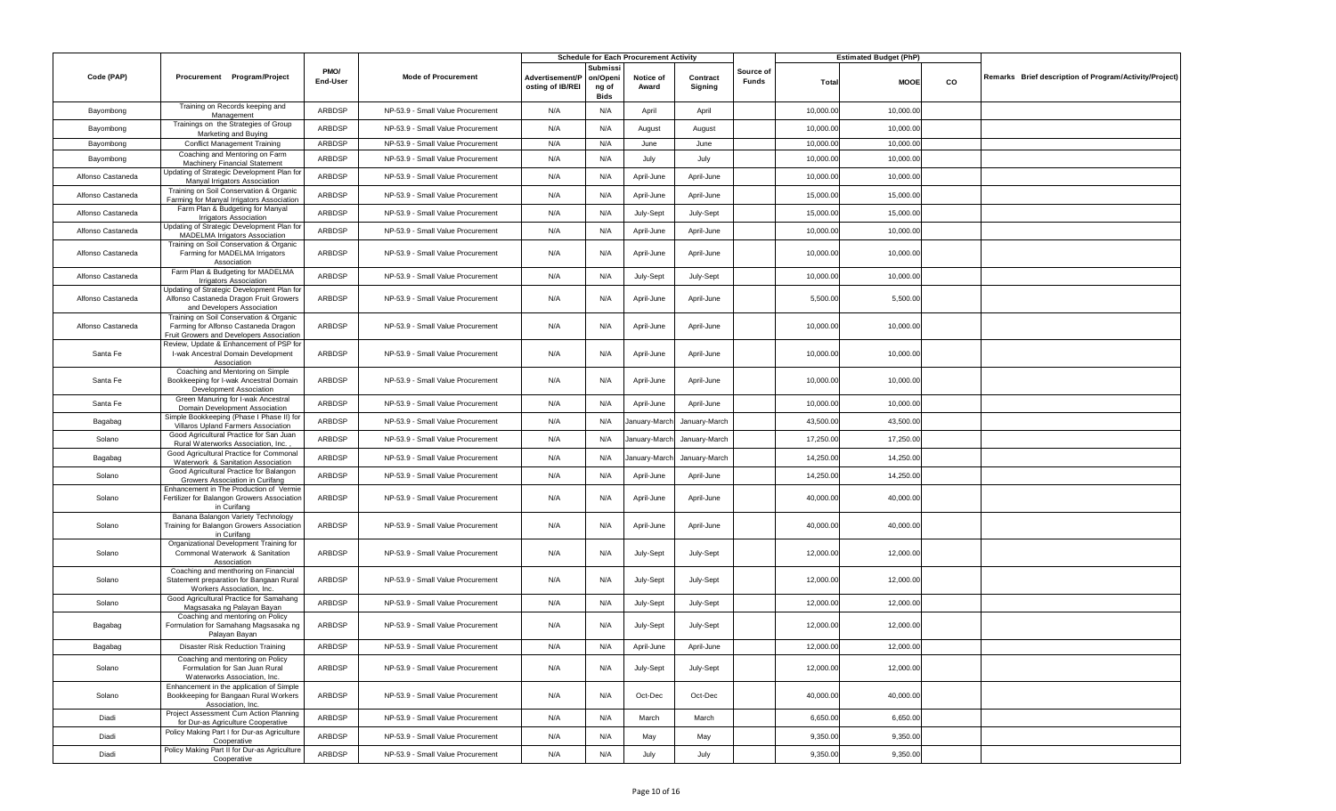| Code (PAP) | Procurement Program/Project | PMO/ End-User | Mode of Procurement | Schedule for Each Procurement Activity | | | | Source of Funds | Estimated Budget (PhP) | | | Remarks Brief description of Program/Activity/Project) |
|---|---|---|---|---|---|---|---|---|---|---|---|---|
| | | | | Advertisement/Posting of IB/REI | Submission/Opening of Bids | Notice of Award | Contract Signing | | Total | MOOE | CO | |
| Bayombong | Training on Records keeping and Management | ARBDSP | NP-53.9 - Small Value Procurement | N/A | N/A | April | April | | 10,000.00 | 10,000.00 | | |
| Bayombong | Trainings on the Strategies of Group Marketing and Buying | ARBDSP | NP-53.9 - Small Value Procurement | N/A | N/A | August | August | | 10,000.00 | 10,000.00 | | |
| Bayombong | Conflict Management Training | ARBDSP | NP-53.9 - Small Value Procurement | N/A | N/A | June | June | | 10,000.00 | 10,000.00 | | |
| Bayombong | Coaching and Mentoring on Farm Machinery Financial Statement | ARBDSP | NP-53.9 - Small Value Procurement | N/A | N/A | July | July | | 10,000.00 | 10,000.00 | | |
| Alfonso Castaneda | Updating of Strategic Development Plan for Manyal Irrigators Association | ARBDSP | NP-53.9 - Small Value Procurement | N/A | N/A | April-June | April-June | | 10,000.00 | 10,000.00 | | |
| Alfonso Castaneda | Training on Soil Conservation & Organic Farming for Manyal Irrigators Association | ARBDSP | NP-53.9 - Small Value Procurement | N/A | N/A | April-June | April-June | | 15,000.00 | 15,000.00 | | |
| Alfonso Castaneda | Farm Plan & Budgeting for Manyal Irrigators Association | ARBDSP | NP-53.9 - Small Value Procurement | N/A | N/A | July-Sept | July-Sept | | 15,000.00 | 15,000.00 | | |
| Alfonso Castaneda | Updating of Strategic Development Plan for MADELMA Irrigators Association | ARBDSP | NP-53.9 - Small Value Procurement | N/A | N/A | April-June | April-June | | 10,000.00 | 10,000.00 | | |
| Alfonso Castaneda | Training on Soil Conservation & Organic Farming for MADELMA Irrigators Association | ARBDSP | NP-53.9 - Small Value Procurement | N/A | N/A | April-June | April-June | | 10,000.00 | 10,000.00 | | |
| Alfonso Castaneda | Farm Plan & Budgeting for MADELMA Irrigators Association | ARBDSP | NP-53.9 - Small Value Procurement | N/A | N/A | July-Sept | July-Sept | | 10,000.00 | 10,000.00 | | |
| Alfonso Castaneda | Updating of Strategic Development Plan for Alfonso Castaneda Dragon Fruit Growers and Developers Association | ARBDSP | NP-53.9 - Small Value Procurement | N/A | N/A | April-June | April-June | | 5,500.00 | 5,500.00 | | |
| Alfonso Castaneda | Training on Soil Conservation & Organic Farming for Alfonso Castaneda Dragon Fruit Growers and Developers Association | ARBDSP | NP-53.9 - Small Value Procurement | N/A | N/A | April-June | April-June | | 10,000.00 | 10,000.00 | | |
| Santa Fe | Review, Update & Enhancement of PSP for I-wak Ancestral Domain Development Association | ARBDSP | NP-53.9 - Small Value Procurement | N/A | N/A | April-June | April-June | | 10,000.00 | 10,000.00 | | |
| Santa Fe | Coaching and Mentoring on Simple Bookkeeping for I-wak Ancestral Domain Development Association | ARBDSP | NP-53.9 - Small Value Procurement | N/A | N/A | April-June | April-June | | 10,000.00 | 10,000.00 | | |
| Santa Fe | Green Manuring for I-wak Ancestral Domain Development Association | ARBDSP | NP-53.9 - Small Value Procurement | N/A | N/A | April-June | April-June | | 10,000.00 | 10,000.00 | | |
| Bagabag | Simple Bookkeeping (Phase I Phase II) for Villaros Upland Farmers Association | ARBDSP | NP-53.9 - Small Value Procurement | N/A | N/A | January-March | January-March | | 43,500.00 | 43,500.00 | | |
| Solano | Good Agricultural Practice for San Juan Rural Waterworks Association, Inc. . | ARBDSP | NP-53.9 - Small Value Procurement | N/A | N/A | January-March | January-March | | 17,250.00 | 17,250.00 | | |
| Bagabag | Good Agricultural Practice for Commonal Waterwork & Sanitation Association | ARBDSP | NP-53.9 - Small Value Procurement | N/A | N/A | January-March | January-March | | 14,250.00 | 14,250.00 | | |
| Solano | Good Agricultural Practice for Balangon Growers Association in Curifang | ARBDSP | NP-53.9 - Small Value Procurement | N/A | N/A | April-June | April-June | | 14,250.00 | 14,250.00 | | |
| Solano | Enhancement in The Production of Vermie Fertilizer for Balangon Growers Association in Curifang | ARBDSP | NP-53.9 - Small Value Procurement | N/A | N/A | April-June | April-June | | 40,000.00 | 40,000.00 | | |
| Solano | Banana Balangon Variety Technology Training for Balangon Growers Association in Curifang | ARBDSP | NP-53.9 - Small Value Procurement | N/A | N/A | April-June | April-June | | 40,000.00 | 40,000.00 | | |
| Solano | Organizational Development Training for Commonal Waterwork & Sanitation Association | ARBDSP | NP-53.9 - Small Value Procurement | N/A | N/A | July-Sept | July-Sept | | 12,000.00 | 12,000.00 | | |
| Solano | Coaching and menthoring on Financial Statement preparation for Bangaan Rural Workers Association, Inc. | ARBDSP | NP-53.9 - Small Value Procurement | N/A | N/A | July-Sept | July-Sept | | 12,000.00 | 12,000.00 | | |
| Solano | Good Agricultural Practice for Samahang Magsasaka ng Palayan Bayan | ARBDSP | NP-53.9 - Small Value Procurement | N/A | N/A | July-Sept | July-Sept | | 12,000.00 | 12,000.00 | | |
| Bagabag | Coaching and mentoring on Policy Formulation for Samahang Magsasaka ng Palayan Bayan | ARBDSP | NP-53.9 - Small Value Procurement | N/A | N/A | July-Sept | July-Sept | | 12,000.00 | 12,000.00 | | |
| Bagabag | Disaster Risk Reduction Training | ARBDSP | NP-53.9 - Small Value Procurement | N/A | N/A | April-June | April-June | | 12,000.00 | 12,000.00 | | |
| Solano | Coaching and mentoring on Policy Formulation for San Juan Rural Waterworks Association, Inc. | ARBDSP | NP-53.9 - Small Value Procurement | N/A | N/A | July-Sept | July-Sept | | 12,000.00 | 12,000.00 | | |
| Solano | Enhancement in the application of Simple Bookkeeping for Bangaan Rural Workers Association, Inc. | ARBDSP | NP-53.9 - Small Value Procurement | N/A | N/A | Oct-Dec | Oct-Dec | | 40,000.00 | 40,000.00 | | |
| Diadi | Project Assessment Cum Action Planning for Dur-as Agriculture Cooperative | ARBDSP | NP-53.9 - Small Value Procurement | N/A | N/A | March | March | | 6,650.00 | 6,650.00 | | |
| Diadi | Policy Making Part I for Dur-as Agriculture Cooperative | ARBDSP | NP-53.9 - Small Value Procurement | N/A | N/A | May | May | | 9,350.00 | 9,350.00 | | |
| Diadi | Policy Making Part II for Dur-as Agriculture Cooperative | ARBDSP | NP-53.9 - Small Value Procurement | N/A | N/A | July | July | | 9,350.00 | 9,350.00 | | |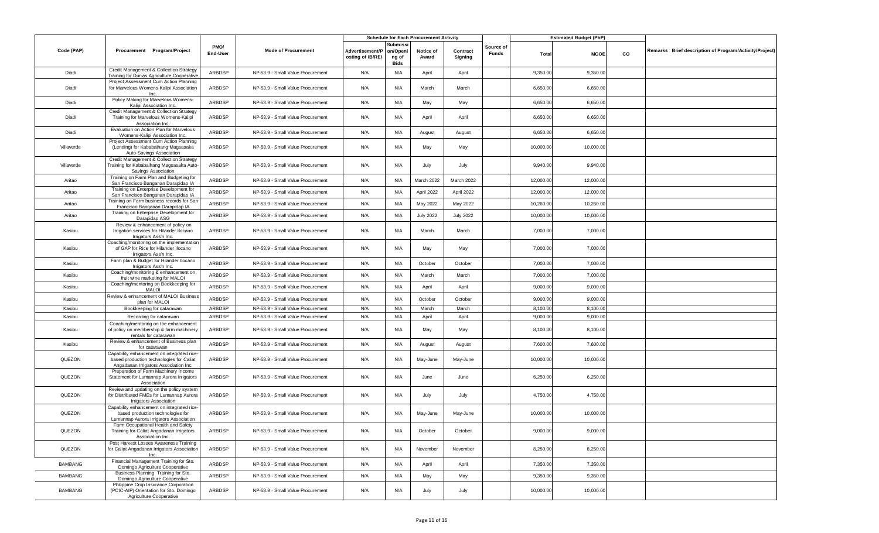| Code (PAP) | Procurement Program/Project | PMO/ End-User | Mode of Procurement | Schedule for Each Procurement Activity | | | | Source of Funds | Estimated Budget (PhP) | | | Remarks Brief description of Program/Activity/Project) |
|---|---|---|---|---|---|---|---|---|---|---|---|---|
| | | | | Advertisement/Posting of IB/REI | Submission/Opening of Bids | Notice of Award | Contract Signing | | Total | MOOE | CO | |
| Diadi | Credit Management & Collection Strategy Training for Dur-as Agriculture Cooperative | ARBDSP | NP-53.9 - Small Value Procurement | N/A | N/A | April | April | | 9,350.00 | 9,350.00 | | |
| Diadi | Project Assessment Cum Action Planning for Marvelous Womens-Kalipi Association Inc. | ARBDSP | NP-53.9 - Small Value Procurement | N/A | N/A | March | March | | 6,650.00 | 6,650.00 | | |
| Diadi | Policy Making for Marvelous Womens-Kalipi Association Inc. | ARBDSP | NP-53.9 - Small Value Procurement | N/A | N/A | May | May | | 6,650.00 | 6,650.00 | | |
| Diadi | Credit Management & Collection Strategy Training for Marvelous Womens-Kalipi Association Inc. | ARBDSP | NP-53.9 - Small Value Procurement | N/A | N/A | April | April | | 6,650.00 | 6,650.00 | | |
| Diadi | Evaluation on Action Plan for Marvelous Womens-Kalipi Association Inc. | ARBDSP | NP-53.9 - Small Value Procurement | N/A | N/A | August | August | | 6,650.00 | 6,650.00 | | |
| Villaverde | Project Assessment Cum Action Planning (Lending) for Kababaihang Magsasaka Auto-Savings Association | ARBDSP | NP-53.9 - Small Value Procurement | N/A | N/A | May | May | | 10,000.00 | 10,000.00 | | |
| Villaverde | Credit Management & Collection Strategy Training for Kababaihang Magsasaka Auto-Savings Association | ARBDSP | NP-53.9 - Small Value Procurement | N/A | N/A | July | July | | 9,940.00 | 9,940.00 | | |
| Aritao | Training on Farm Plan and Budgeting for San Francisco Banganan Darapidap IA | ARBDSP | NP-53.9 - Small Value Procurement | N/A | N/A | March 2022 | March 2022 | | 12,000.00 | 12,000.00 | | |
| Aritao | Training on Enterprise Development for San Francisco Banganan Darapidap IA | ARBDSP | NP-53.9 - Small Value Procurement | N/A | N/A | April 2022 | April 2022 | | 12,000.00 | 12,000.00 | | |
| Aritao | Training on Farm business records for San Francisco Banganan Darapidap IA | ARBDSP | NP-53.9 - Small Value Procurement | N/A | N/A | May 2022 | May 2022 | | 10,260.00 | 10,260.00 | | |
| Aritao | Training on Enterprise Development for Darapidap ASG | ARBDSP | NP-53.9 - Small Value Procurement | N/A | N/A | July 2022 | July 2022 | | 10,000.00 | 10,000.00 | | |
| Kasibu | Review & enhancement of policy on Irrigation services for Hilander Ilocano Irrigators Ass'n Inc. | ARBDSP | NP-53.9 - Small Value Procurement | N/A | N/A | March | March | | 7,000.00 | 7,000.00 | | |
| Kasibu | Coaching/monitoring on the implementation of GAP for Rice for Hilander Ilocano Irrigators Ass'n Inc. | ARBDSP | NP-53.9 - Small Value Procurement | N/A | N/A | May | May | | 7,000.00 | 7,000.00 | | |
| Kasibu | Farm plan & Budget for Hilander Ilocano Irrigators Ass'n Inc. | ARBDSP | NP-53.9 - Small Value Procurement | N/A | N/A | October | October | | 7,000.00 | 7,000.00 | | |
| Kasibu | Coaching/monitoring & enhancement on fruit wine marketing for MALOI | ARBDSP | NP-53.9 - Small Value Procurement | N/A | N/A | March | March | | 7,000.00 | 7,000.00 | | |
| Kasibu | Coaching/mentoring on Bookkeeping for MALOI | ARBDSP | NP-53.9 - Small Value Procurement | N/A | N/A | April | April | | 9,000.00 | 9,000.00 | | |
| Kasibu | Review & enhancement of MALOI Business plan for MALOI | ARBDSP | NP-53.9 - Small Value Procurement | N/A | N/A | October | October | | 9,000.00 | 9,000.00 | | |
| Kasibu | Bookkeeping for catarawan | ARBDSP | NP-53.9 - Small Value Procurement | N/A | N/A | March | March | | 8,100.00 | 8,100.00 | | |
| Kasibu | Recording for catarawan | ARBDSP | NP-53.9 - Small Value Procurement | N/A | N/A | April | April | | 9,000.00 | 9,000.00 | | |
| Kasibu | Coaching/mentoring on the enhancement of policy on membership & farm machinery rentals for catarawan | ARBDSP | NP-53.9 - Small Value Procurement | N/A | N/A | May | May | | 8,100.00 | 8,100.00 | | |
| Kasibu | Review & enhancement of Business plan for catarawan | ARBDSP | NP-53.9 - Small Value Procurement | N/A | N/A | August | August | | 7,600.00 | 7,600.00 | | |
| QUEZON | Capability enhancement on integrated rice-based production technologies for Caliat Angadanan Irrigators Association Inc. | ARBDSP | NP-53.9 - Small Value Procurement | N/A | N/A | May-June | May-June | | 10,000.00 | 10,000.00 | | |
| QUEZON | Preparation of Farm Machinery Income Statement for Lumannap Aurora Irrigators Association | ARBDSP | NP-53.9 - Small Value Procurement | N/A | N/A | June | June | | 6,250.00 | 6,250.00 | | |
| QUEZON | Review and updating on the policy system for Distributed FMEs for Lumannap Aurora Irrigators Association | ARBDSP | NP-53.9 - Small Value Procurement | N/A | N/A | July | July | | 4,750.00 | 4,750.00 | | |
| QUEZON | Capability enhancement on integrated rice-based production technologies for Lumannap Aurora Irrigators Association | ARBDSP | NP-53.9 - Small Value Procurement | N/A | N/A | May-June | May-June | | 10,000.00 | 10,000.00 | | |
| QUEZON | Farm Occupational Health and Safety Training for Caliat Angadanan Irrigators Association Inc. | ARBDSP | NP-53.9 - Small Value Procurement | N/A | N/A | October | October | | 9,000.00 | 9,000.00 | | |
| QUEZON | Post Harvest Losses Awareness Training for Caliat Angadanan Irrigators Association Inc. | ARBDSP | NP-53.9 - Small Value Procurement | N/A | N/A | November | November | | 8,250.00 | 8,250.00 | | |
| BAMBANG | Financial Management Training for Sto. Domingo Agriculture Cooperative | ARBDSP | NP-53.9 - Small Value Procurement | N/A | N/A | April | April | | 7,350.00 | 7,350.00 | | |
| BAMBANG | Business Planning Training for Sto. Domingo Agriculture Cooperative | ARBDSP | NP-53.9 - Small Value Procurement | N/A | N/A | May | May | | 9,350.00 | 9,350.00 | | |
| BAMBANG | Philippine Crop Insurance Corporation (PCIC-AIP) Orientation for Sto. Domingo Agriculture Cooperative | ARBDSP | NP-53.9 - Small Value Procurement | N/A | N/A | July | July | | 10,000.00 | 10,000.00 | | |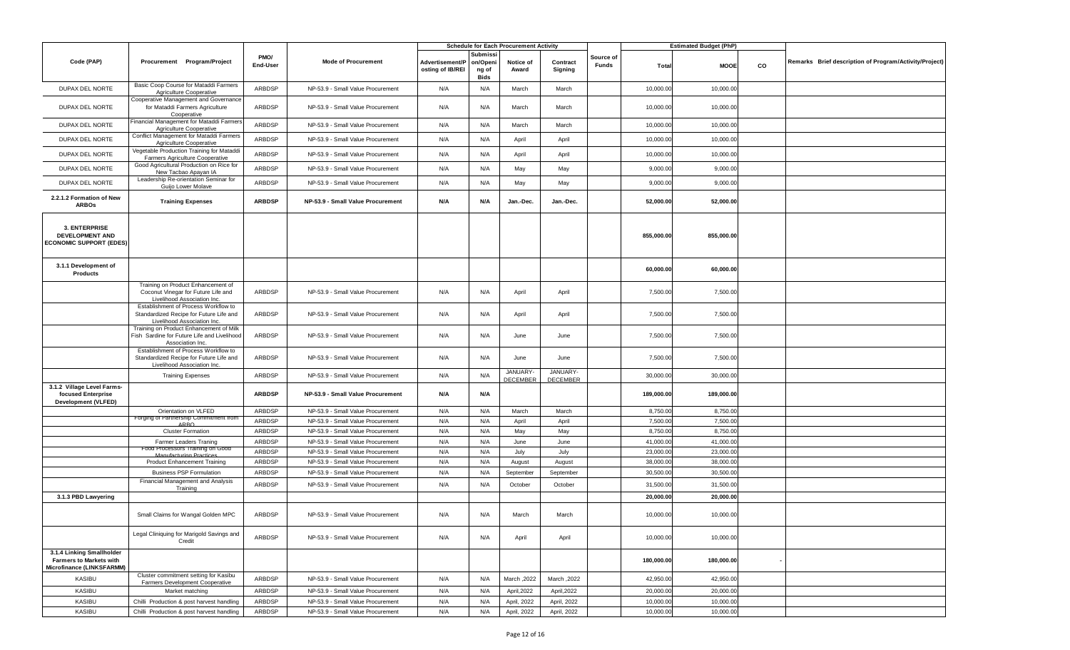| Code (PAP) | Procurement Program/Project | PMO/ End-User | Mode of Procurement | Schedule for Each Procurement Activity | | | | Source of Funds | Estimated Budget (PhP) | | | Remarks Brief description of Program/Activity/Project) |
|---|---|---|---|---|---|---|---|---|---|---|---|---|
| | | | | Advertisement/Posting of IB/REI | Submission/Opening of Bids | Notice of Award | Contract Signing | | Total | MOOE | CO | |
| DUPAX DEL NORTE | Basic Coop Course for Mataddi Farmers Agriculture Cooperative | ARBDSP | NP-53.9 - Small Value Procurement | N/A | N/A | March | March | | 10,000.00 | 10,000.00 | | |
| DUPAX DEL NORTE | Cooperative Management and Governance for Mataddi Farmers Agriculture Cooperative | ARBDSP | NP-53.9 - Small Value Procurement | N/A | N/A | March | March | | 10,000.00 | 10,000.00 | | |
| DUPAX DEL NORTE | Financial Management for Mataddi Farmers Agriculture Cooperative | ARBDSP | NP-53.9 - Small Value Procurement | N/A | N/A | March | March | | 10,000.00 | 10,000.00 | | |
| DUPAX DEL NORTE | Conflict Management for Mataddi Farmers Agriculture Cooperative | ARBDSP | NP-53.9 - Small Value Procurement | N/A | N/A | April | April | | 10,000.00 | 10,000.00 | | |
| DUPAX DEL NORTE | Vegetable Production Training for Mataddi Farmers Agriculture Cooperative | ARBDSP | NP-53.9 - Small Value Procurement | N/A | N/A | April | April | | 10,000.00 | 10,000.00 | | |
| DUPAX DEL NORTE | Good Agricultural Production on Rice for New Tacbao Apayan IA | ARBDSP | NP-53.9 - Small Value Procurement | N/A | N/A | May | May | | 9,000.00 | 9,000.00 | | |
| DUPAX DEL NORTE | Leadership Re-orientation Seminar for Guijo Lower Molave | ARBDSP | NP-53.9 - Small Value Procurement | N/A | N/A | May | May | | 9,000.00 | 9,000.00 | | |
| **2.2.1.2 Formation of New ARBOs** | **Training Expenses** | **ARBDSP** | **NP-53.9 - Small Value Procurement** | **N/A** | **N/A** | **Jan.-Dec.** | **Jan.-Dec.** | | **52,000.00** | **52,000.00** | | |
| **3. ENTERPRISE DEVELOPMENT AND ECONOMIC SUPPORT (EDES)** | | | | | | | | | **855,000.00** | **855,000.00** | | |
| **3.1.1 Development of Products** | | | | | | | | | **60,000.00** | **60,000.00** | | |
| | Training on Product Enhancement of Coconut Vinegar for Future Life and Livelihood Association Inc. | ARBDSP | NP-53.9 - Small Value Procurement | N/A | N/A | April | April | | 7,500.00 | 7,500.00 | | |
| | Establishment of Process Workflow to Standardized Recipe for Future Life and Livelihood Association Inc. | ARBDSP | NP-53.9 - Small Value Procurement | N/A | N/A | April | April | | 7,500.00 | 7,500.00 | | |
| | Training on Product Enhancement of Milk Fish Sardine for Future Life and Livelihood Association Inc. | ARBDSP | NP-53.9 - Small Value Procurement | N/A | N/A | June | June | | 7,500.00 | 7,500.00 | | |
| | Establishment of Process Workflow to Standardized Recipe for Future Life and Livelihood Association Inc. | ARBDSP | NP-53.9 - Small Value Procurement | N/A | N/A | June | June | | 7,500.00 | 7,500.00 | | |
| | Training Expenses | ARBDSP | NP-53.9 - Small Value Procurement | N/A | N/A | JANUARY-DECEMBER | JANUARY-DECEMBER | | 30,000.00 | 30,000.00 | | |
| **3.1.2 Village Level Farms-focused Enterprise Development (VLFED)** | | **ARBDSP** | **NP-53.9 - Small Value Procurement** | **N/A** | **N/A** | | | | **189,000.00** | **189,000.00** | | |
| | Orientation on VLFED | ARBDSP | NP-53.9 - Small Value Procurement | N/A | N/A | March | March | | 8,750.00 | 8,750.00 | | |
| | Forging of Partnership Commitment from ARBO | ARBDSP | NP-53.9 - Small Value Procurement | N/A | N/A | April | April | | 7,500.00 | 7,500.00 | | |
| | Cluster Formation | ARBDSP | NP-53.9 - Small Value Procurement | N/A | N/A | May | May | | 8,750.00 | 8,750.00 | | |
| | Farmer Leaders Traning | ARBDSP | NP-53.9 - Small Value Procurement | N/A | N/A | June | June | | 41,000.00 | 41,000.00 | | |
| | Food Processors Training on Good Manufacturing Practices | ARBDSP | NP-53.9 - Small Value Procurement | N/A | N/A | July | July | | 23,000.00 | 23,000.00 | | |
| | Product Enhancement Training | ARBDSP | NP-53.9 - Small Value Procurement | N/A | N/A | August | August | | 38,000.00 | 38,000.00 | | |
| | Business PSP Formulation | ARBDSP | NP-53.9 - Small Value Procurement | N/A | N/A | September | September | | 30,500.00 | 30,500.00 | | |
| | Financial Management and Analysis Training | ARBDSP | NP-53.9 - Small Value Procurement | N/A | N/A | October | October | | 31,500.00 | 31,500.00 | | |
| **3.1.3 PBD Lawyering** | | | | | | | | | **20,000.00** | **20,000.00** | | |
| | Small Claims for Wangal Golden MPC | ARBDSP | NP-53.9 - Small Value Procurement | N/A | N/A | March | March | | 10,000.00 | 10,000.00 | | |
| | Legal Cliniquing for Marigold Savings and Credit | ARBDSP | NP-53.9 - Small Value Procurement | N/A | N/A | April | April | | 10,000.00 | 10,000.00 | | |
| **3.1.4 Linking Smallholder Farmers to Markets with Microfinance (LINKSFARMM)** | | | | | | | | | **180,000.00** | **180,000.00** | - | |
| KASIBU | Cluster commitment setting for Kasibu Farmers Development Cooperative | ARBDSP | NP-53.9 - Small Value Procurement | N/A | N/A | March ,2022 | March ,2022 | | 42,950.00 | 42,950.00 | | |
| KASIBU | Market matching | ARBDSP | NP-53.9 - Small Value Procurement | N/A | N/A | April,2022 | April,2022 | | 20,000.00 | 20,000.00 | | |
| KASIBU | Chilli Production & post harvest handling | ARBDSP | NP-53.9 - Small Value Procurement | N/A | N/A | April, 2022 | April, 2022 | | 10,000.00 | 10,000.00 | | |
| KASIBU | Chilli Production & post harvest handling | ARBDSP | NP-53.9 - Small Value Procurement | N/A | N/A | April, 2022 | April, 2022 | | 10,000.00 | 10,000.00 | | |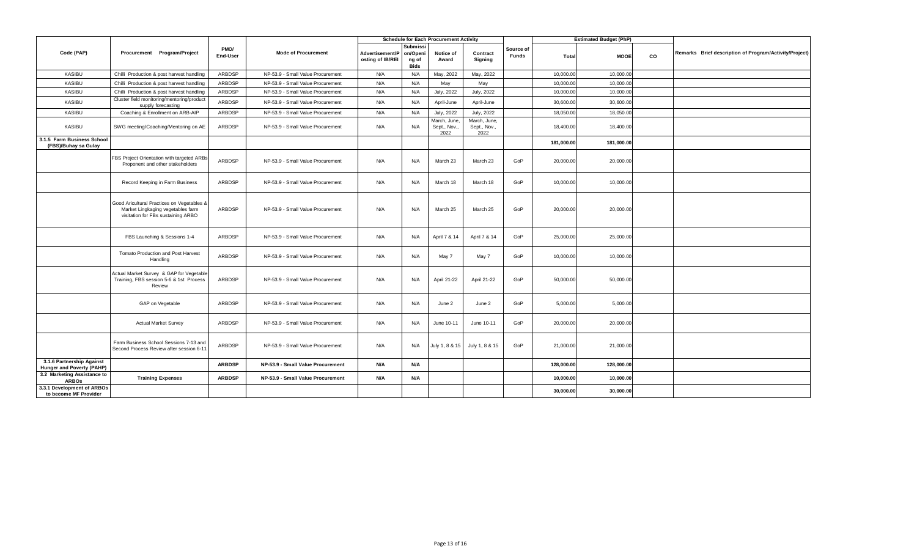| Code (PAP) | Procurement Program/Project | PMO/ End-User | Mode of Procurement | Schedule for Each Procurement Activity | | | | Source of Funds | Estimated Budget (PhP) | | | Remarks Brief description of Program/Activity/Project) |
|---|---|---|---|---|---|---|---|---|---|---|---|---|
| | | | | Advertisement/Posting of IB/REI | Submission/Opening of Bids | Notice of Award | Contract Signing | | Total | MOOE | CO | |
| KASIBU | Chilli Production & post harvest handling | ARBDSP | NP-53.9 - Small Value Procurement | N/A | N/A | May, 2022 | May, 2022 | | 10,000.00 | 10,000.00 | | |
| KASIBU | Chilli Production & post harvest handling | ARBDSP | NP-53.9 - Small Value Procurement | N/A | N/A | May | May | | 10,000.00 | 10,000.00 | | |
| KASIBU | Chilli Production & post harvest handling | ARBDSP | NP-53.9 - Small Value Procurement | N/A | N/A | July, 2022 | July, 2022 | | 10,000.00 | 10,000.00 | | |
| KASIBU | Cluster field monitoring/mentoring/product supply forecasting | ARBDSP | NP-53.9 - Small Value Procurement | N/A | N/A | April-June | April-June | | 30,600.00 | 30,600.00 | | |
| KASIBU | Coaching & Enrollment on ARB-AIP | ARBDSP | NP-53.9 - Small Value Procurement | N/A | N/A | July, 2022 | July, 2022 | | 18,050.00 | 18,050.00 | | |
| KASIBU | SWG meeting/Coaching/Mentoring on AE | ARBDSP | NP-53.9 - Small Value Procurement | N/A | N/A | March, June, Sept., Nov., 2022 | March, June, Sept., Nov., 2022 | | 18,400.00 | 18,400.00 | | |
| **3.1.5 Farm Business School (FBS)/Buhay sa Gulay** | | | | | | | | | **181,000.00** | **181,000.00** | | |
| | FBS Project Orientation with targeted ARBs Proponent and other stakeholders | ARBDSP | NP-53.9 - Small Value Procurement | N/A | N/A | March 23 | March 23 | GoP | 20,000.00 | 20,000.00 | | |
| | Record Keeping in Farm Business | ARBDSP | NP-53.9 - Small Value Procurement | N/A | N/A | March 18 | March 18 | GoP | 10,000.00 | 10,000.00 | | |
| | Good Aricultural Practices on Vegetables & Market Lingkaging vegetables farm visitation for FBs sustaining ARBO | ARBDSP | NP-53.9 - Small Value Procurement | N/A | N/A | March 25 | March 25 | GoP | 20,000.00 | 20,000.00 | | |
| | FBS Launching & Sessions 1-4 | ARBDSP | NP-53.9 - Small Value Procurement | N/A | N/A | April 7 & 14 | April 7 & 14 | GoP | 25,000.00 | 25,000.00 | | |
| | Tomato Production and Post Harvest Handling | ARBDSP | NP-53.9 - Small Value Procurement | N/A | N/A | May 7 | May 7 | GoP | 10,000.00 | 10,000.00 | | |
| | Actual Market Survey & GAP for Vegetable Training, FBS session 5-6 & 1st Process Review | ARBDSP | NP-53.9 - Small Value Procurement | N/A | N/A | April 21-22 | April 21-22 | GoP | 50,000.00 | 50,000.00 | | |
| | GAP on Vegetable | ARBDSP | NP-53.9 - Small Value Procurement | N/A | N/A | June 2 | June 2 | GoP | 5,000.00 | 5,000.00 | | |
| | Actual Market Survey | ARBDSP | NP-53.9 - Small Value Procurement | N/A | N/A | June 10-11 | June 10-11 | GoP | 20,000.00 | 20,000.00 | | |
| | Farm Business School Sessions 7-13 and Second Process Review after session 6-11 | ARBDSP | NP-53.9 - Small Value Procurement | N/A | N/A | July 1, 8 & 15 | July 1, 8 & 15 | GoP | 21,000.00 | 21,000.00 | | |
| **3.1.6 Partnership Against Hunger and Poverty (PAHP)** | | **ARBDSP** | **NP-53.9 - Small Value Procurement** | **N/A** | **N/A** | | | | **128,000.00** | **128,000.00** | | |
| **3.2 Marketing Assistance to ARBOs** | **Training Expenses** | **ARBDSP** | **NP-53.9 - Small Value Procurement** | **N/A** | **N/A** | | | | **10,000.00** | **10,000.00** | | |
| **3.3.1 Development of ARBOs to become MF Provider** | | | | | | | | | **30,000.00** | **30,000.00** | | |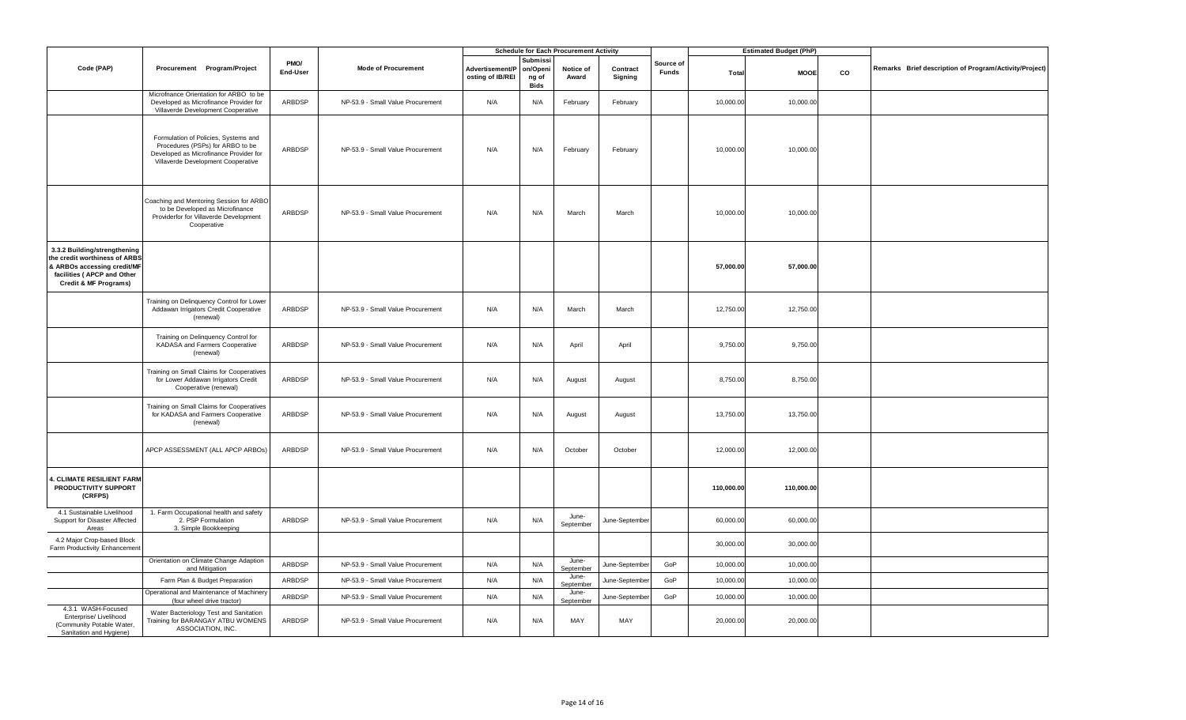| Code (PAP) | Procurement Program/Project | PMO/ End-User | Mode of Procurement | Schedule for Each Procurement Activity | | | | Source of Funds | Estimated Budget (PhP) | | | Remarks Brief description of Program/Activity/Project) |
|---|---|---|---|---|---|---|---|---|---|---|---|---|
| | | | | Advertisement/Posting of IB/REI | Submission/Opening of Bids | Notice of Award | Contract Signing | | Total | MOOE | CO | |
| | Microfnance Orientation for ARBO to be Developed as Microfinance Provider for Villaverde Development Cooperative | ARBDSP | NP-53.9 - Small Value Procurement | N/A | N/A | February | February | | 10,000.00 | 10,000.00 | | |
| | Formulation of Policies, Systems and Procedures (PSPs) for ARBO to be Developed as Microfinance Provider for Villaverde Development Cooperative | ARBDSP | NP-53.9 - Small Value Procurement | N/A | N/A | February | February | | 10,000.00 | 10,000.00 | | |
| | Coaching and Mentoring Session for ARBO to be Developed as Microfinance Providerfor for Villaverde Development Cooperative | ARBDSP | NP-53.9 - Small Value Procurement | N/A | N/A | March | March | | 10,000.00 | 10,000.00 | | |
| **3.3.2 Building/strengthening the credit worthiness of ARBS & ARBOs accessing credit/MF facilities ( APCP and Other Credit & MF Programs)** | | | | | | | | | **57,000.00** | **57,000.00** | | |
| | Training on Delinquency Control for Lower Addawan Irrigators Credit Cooperative (renewal) | ARBDSP | NP-53.9 - Small Value Procurement | N/A | N/A | March | March | | 12,750.00 | 12,750.00 | | |
| | Training on Delinquency Control for KADASA and Farmers Cooperative (renewal) | ARBDSP | NP-53.9 - Small Value Procurement | N/A | N/A | April | April | | 9,750.00 | 9,750.00 | | |
| | Training on Small Claims for Cooperatives for Lower Addawan Irrigators Credit Cooperative (renewal) | ARBDSP | NP-53.9 - Small Value Procurement | N/A | N/A | August | August | | 8,750.00 | 8,750.00 | | |
| | Training on Small Claims for Cooperatives for KADASA and Farmers Cooperative (renewal) | ARBDSP | NP-53.9 - Small Value Procurement | N/A | N/A | August | August | | 13,750.00 | 13,750.00 | | |
| | APCP ASSESSMENT (ALL APCP ARBOs) | ARBDSP | NP-53.9 - Small Value Procurement | N/A | N/A | October | October | | 12,000.00 | 12,000.00 | | |
| **4. CLIMATE RESILIENT FARM PRODUCTIVITY SUPPORT (CRFPS)** | | | | | | | | | **110,000.00** | **110,000.00** | | |
| 4.1 Sustainable Livelihood Support for Disaster Affected Areas | 1. Farm Occupational health and safety 2. PSP Formulation 3. Simple Bookkeeping | ARBDSP | NP-53.9 - Small Value Procurement | N/A | N/A | June-September | June-September | | 60,000.00 | 60,000.00 | | |
| 4.2 Major Crop-based Block Farm Productivity Enhancement | | | | | | | | | 30,000.00 | 30,000.00 | | |
| | Orientation on Climate Change Adaption and Mitigation | ARBDSP | NP-53.9 - Small Value Procurement | N/A | N/A | June-September | June-September | GoP | 10,000.00 | 10,000.00 | | |
| | Farm Plan & Budget Preparation | ARBDSP | NP-53.9 - Small Value Procurement | N/A | N/A | June-September | June-September | GoP | 10,000.00 | 10,000.00 | | |
| | Operational and Maintenance of Machinery (four wheel drive tractor) | ARBDSP | NP-53.9 - Small Value Procurement | N/A | N/A | June-September | June-September | GoP | 10,000.00 | 10,000.00 | | |
| 4.3.1 WASH-Focused Enterprise/ Livelihood (Community Potable Water, Sanitation and Hygiene) | Water Bacteriology Test and Sanitation Training for BARANGAY ATBU WOMENS ASSOCIATION, INC. | ARBDSP | NP-53.9 - Small Value Procurement | N/A | N/A | MAY | MAY | | 20,000.00 | 20,000.00 | | |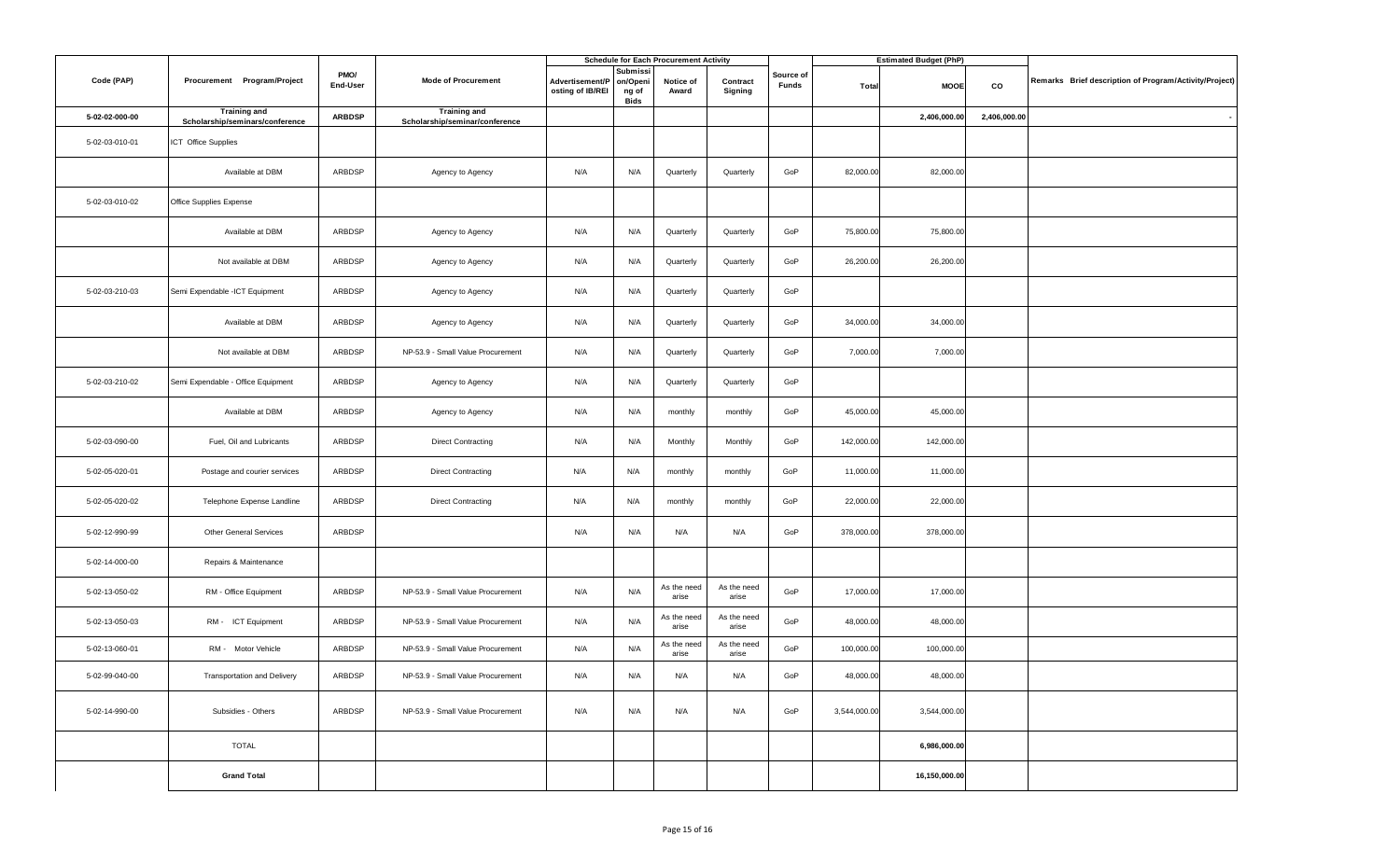| Code (PAP) | Procurement Program/Project | PMO/ End-User | Mode of Procurement | Schedule for Each Procurement Activity | | | | Source of Funds | Estimated Budget (PhP) | | | Remarks Brief description of Program/Activity/Project) |
|---|---|---|---|---|---|---|---|---|---|---|---|---|
| | | | | Advertisement/Posting of IB/REI | Submission/Opening of Bids | Notice of Award | Contract Signing | | Total | MOOE | CO | |
| 5-02-02-000-00 | **Training and Scholarship/seminars/conference** | **ARBDSP** | **Training and Scholarship/seminar/conference** | | | | | | | **2,406,000.00** | **2,406,000.00** | - |
| 5-02-03-010-01 | ICT Office Supplies | | | | | | | | | | | |
| | Available at DBM | ARBDSP | Agency to Agency | N/A | N/A | Quarterly | Quarterly | GoP | 82,000.00 | 82,000.00 | | |
| 5-02-03-010-02 | Office Supplies Expense | | | | | | | | | | | |
| | Available at DBM | ARBDSP | Agency to Agency | N/A | N/A | Quarterly | Quarterly | GoP | 75,800.00 | 75,800.00 | | |
| | Not available at DBM | ARBDSP | Agency to Agency | N/A | N/A | Quarterly | Quarterly | GoP | 26,200.00 | 26,200.00 | | |
| 5-02-03-210-03 | Semi Expendable -ICT Equipment | ARBDSP | Agency to Agency | N/A | N/A | Quarterly | Quarterly | GoP | | | | |
| | Available at DBM | ARBDSP | Agency to Agency | N/A | N/A | Quarterly | Quarterly | GoP | 34,000.00 | 34,000.00 | | |
| | Not available at DBM | ARBDSP | NP-53.9 - Small Value Procurement | N/A | N/A | Quarterly | Quarterly | GoP | 7,000.00 | 7,000.00 | | |
| 5-02-03-210-02 | Semi Expendable - Office Equipment | ARBDSP | Agency to Agency | N/A | N/A | Quarterly | Quarterly | GoP | | | | |
| | Available at DBM | ARBDSP | Agency to Agency | N/A | N/A | monthly | monthly | GoP | 45,000.00 | 45,000.00 | | |
| 5-02-03-090-00 | Fuel, Oil and Lubricants | ARBDSP | Direct Contracting | N/A | N/A | Monthly | Monthly | GoP | 142,000.00 | 142,000.00 | | |
| 5-02-05-020-01 | Postage and courier services | ARBDSP | Direct Contracting | N/A | N/A | monthly | monthly | GoP | 11,000.00 | 11,000.00 | | |
| 5-02-05-020-02 | Telephone Expense Landline | ARBDSP | Direct Contracting | N/A | N/A | monthly | monthly | GoP | 22,000.00 | 22,000.00 | | |
| 5-02-12-990-99 | Other General Services | ARBDSP | | N/A | N/A | N/A | N/A | GoP | 378,000.00 | 378,000.00 | | |
| 5-02-14-000-00 | Repairs & Maintenance | | | | | | | | | | | |
| 5-02-13-050-02 | RM - Office Equipment | ARBDSP | NP-53.9 - Small Value Procurement | N/A | N/A | As the need arise | As the need arise | GoP | 17,000.00 | 17,000.00 | | |
| 5-02-13-050-03 | RM - ICT Equipment | ARBDSP | NP-53.9 - Small Value Procurement | N/A | N/A | As the need arise | As the need arise | GoP | 48,000.00 | 48,000.00 | | |
| 5-02-13-060-01 | RM - Motor Vehicle | ARBDSP | NP-53.9 - Small Value Procurement | N/A | N/A | As the need arise | As the need arise | GoP | 100,000.00 | 100,000.00 | | |
| 5-02-99-040-00 | Transportation and Delivery | ARBDSP | NP-53.9 - Small Value Procurement | N/A | N/A | N/A | N/A | GoP | 48,000.00 | 48,000.00 | | |
| 5-02-14-990-00 | Subsidies - Others | ARBDSP | NP-53.9 - Small Value Procurement | N/A | N/A | N/A | N/A | GoP | 3,544,000.00 | 3,544,000.00 | | |
| | TOTAL | | | | | | | | | **6,986,000.00** | | |
| | **Grand Total** | | | | | | | | | **16,150,000.00** | | |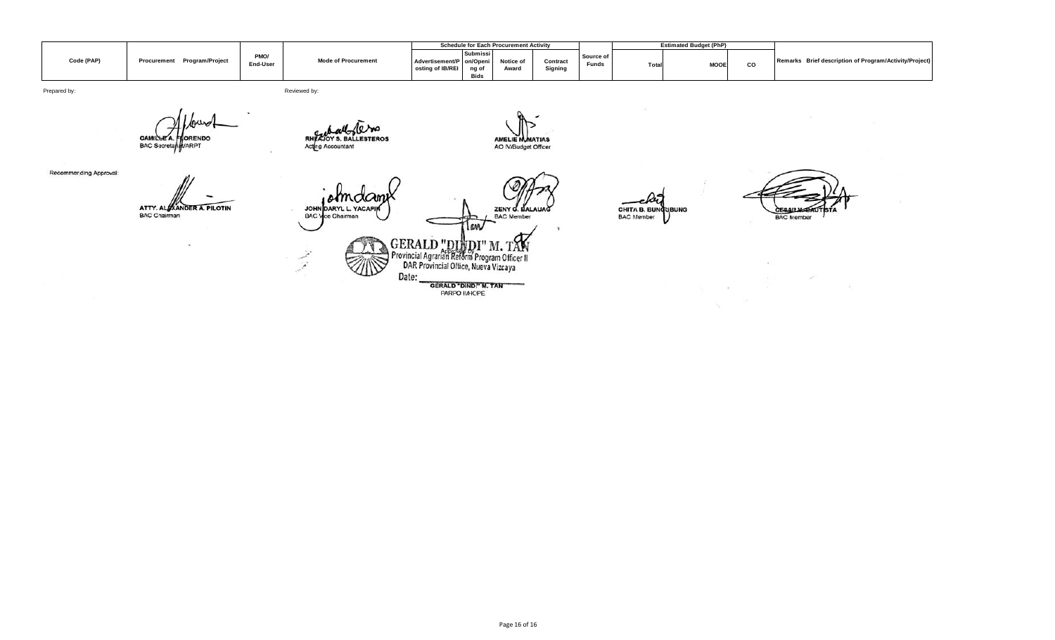| Code (PAP) | Procurement Program/Project | PMO/ End-User | Mode of Procurement | Schedule for Each Procurement Activity | | | | Source of Funds | Estimated Budget (PhP) | | | Remarks Brief description of Program/Activity/Project) |
|---|---|---|---|---|---|---|---|---|---|---|---|---|
| | | | | Advertisement/Posting of IB/REI | Submission/Opening of Bids | Notice of Award | Contract Signing | | Total | MOOE | CO | |

Prepared by:

CAMILLE A. FLORENDO
BAC Secretariat/ARPT

Reviewed by:

RHEAJOY S. BALLESTEROS
Acting Accountant

AMELIE N. MATIAS
AO IV/Budget Officer

Recommending Approval:

ATTY. ALEXANDER A. PILOTIN
BAC Chairman

JOHN DARYL L. YACAPIN
BAC Vice Chairman

ZENY C. BALAUAG
BAC Member

CHITA B. BUNGUBUNG
BAC Member

CESAR V. BAUTISTA
BAC Member

Approved by:

GERALD "DINDI" M. TAN
Provincial Agrarian Reform Program Officer II
DAR Provincial Office, Nueva Vizcaya

Date: ______

GERALD "DINDI" M. TAN
PARPO II/HOPE